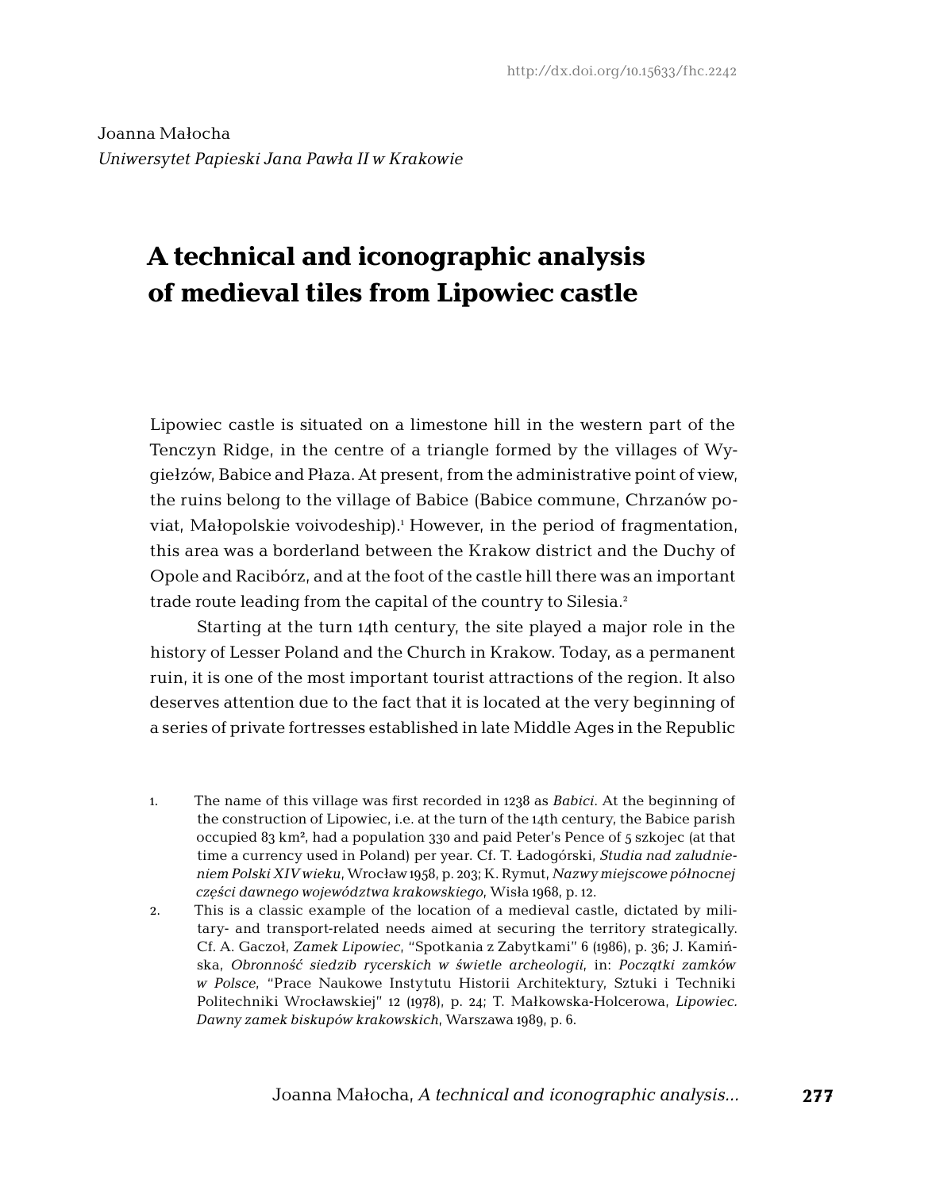http://dx.doi.org/10.15633/fhc.2242

Joanna Małocha
*Uniwersytet Papieski Jana Pawła II w Krakowie*

# A technical and iconographic analysis of medieval tiles from Lipowiec castle

Lipowiec castle is situated on a limestone hill in the western part of the Tenczyn Ridge, in the centre of a triangle formed by the villages of Wygiełzów, Babice and Płaza. At present, from the administrative point of view, the ruins belong to the village of Babice (Babice commune, Chrzanów poviat, Małopolskie voivodeship).[1] However, in the period of fragmentation, this area was a borderland between the Krakow district and the Duchy of Opole and Racibórz, and at the foot of the castle hill there was an important trade route leading from the capital of the country to Silesia.[2]

Starting at the turn 14th century, the site played a major role in the history of Lesser Poland and the Church in Krakow. Today, as a permanent ruin, it is one of the most important tourist attractions of the region. It also deserves attention due to the fact that it is located at the very beginning of a series of private fortresses established in late Middle Ages in the Republic

1. The name of this village was first recorded in 1238 as *Babici*. At the beginning of the construction of Lipowiec, i.e. at the turn of the 14th century, the Babice parish occupied 83 km², had a population 330 and paid Peter's Pence of 5 szkojec (at that time a currency used in Poland) per year. Cf. T. Ładogórski, *Studia nad zaludnieniem Polski XIV wieku*, Wrocław 1958, p. 203; K. Rymut, *Nazwy miejscowe północnej części dawnego województwa krakowskiego*, Wisła 1968, p. 12.
2. This is a classic example of the location of a medieval castle, dictated by military- and transport-related needs aimed at securing the territory strategically. Cf. A. Gaczoł, *Zamek Lipowiec*, "Spotkania z Zabytkami" 6 (1986), p. 36; J. Kamińska, *Obronność siedzib rycerskich w świetle archeologii*, in: *Początki zamków w Polsce*, "Prace Naukowe Instytutu Historii Architektury, Sztuki i Techniki Politechniki Wrocławskiej" 12 (1978), p. 24; T. Małkowska-Holcerowa, *Lipowiec. Dawny zamek biskupów krakowskich*, Warszawa 1989, p. 6.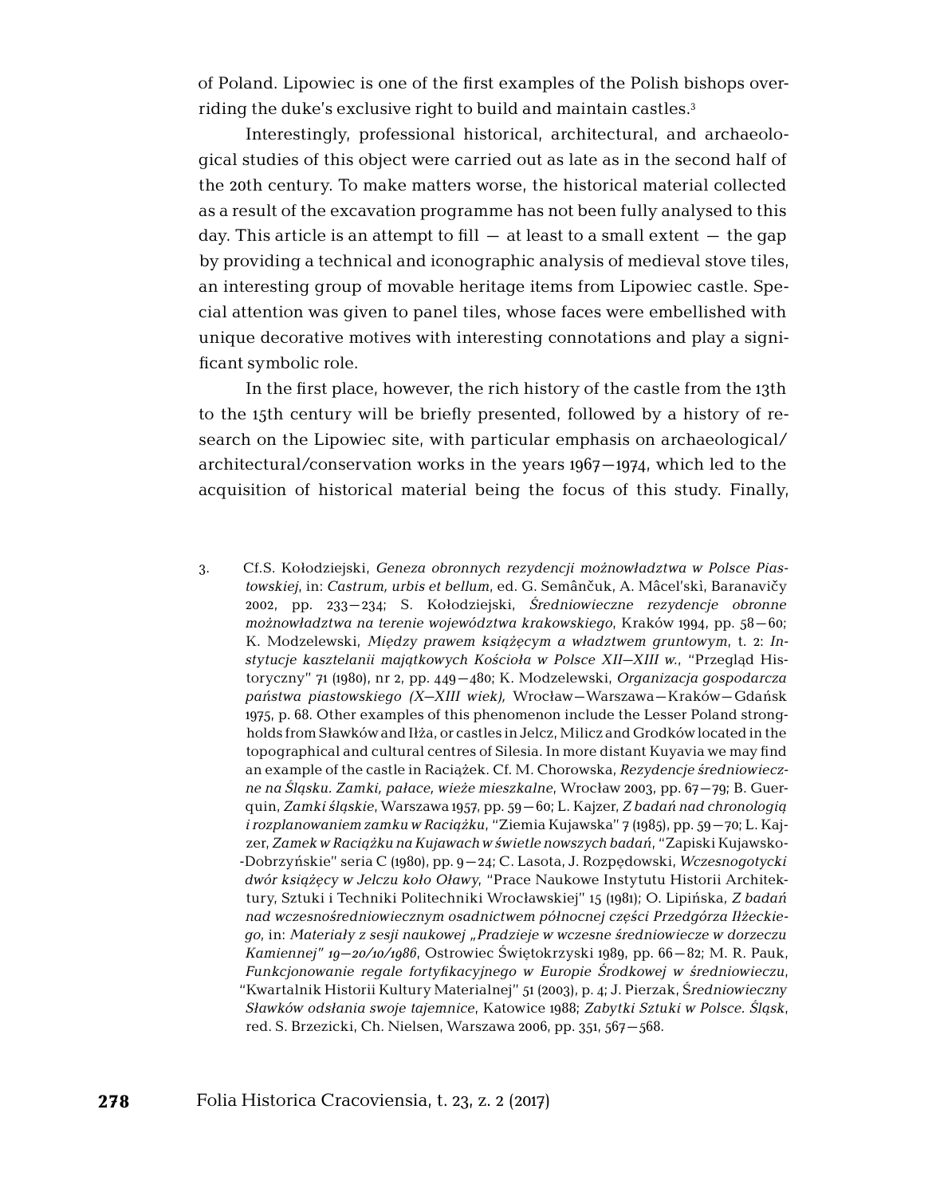of Poland. Lipowiec is one of the first examples of the Polish bishops overriding the duke's exclusive right to build and maintain castles.[3]

Interestingly, professional historical, architectural, and archaeological studies of this object were carried out as late as in the second half of the 20th century. To make matters worse, the historical material collected as a result of the excavation programme has not been fully analysed to this day. This article is an attempt to fill — at least to a small extent — the gap by providing a technical and iconographic analysis of medieval stove tiles, an interesting group of movable heritage items from Lipowiec castle. Special attention was given to panel tiles, whose faces were embellished with unique decorative motives with interesting connotations and play a significant symbolic role.

In the first place, however, the rich history of the castle from the 13th to the 15th century will be briefly presented, followed by a history of research on the Lipowiec site, with particular emphasis on archaeological/architectural/conservation works in the years 1967—1974, which led to the acquisition of historical material being the focus of this study. Finally,

3. Cf.S. Kołodziejski, *Geneza obronnych rezydencji możnowładztwa w Polsce Piastowskiej*, in: *Castrum, urbis et bellum*, ed. G. Semânčuk, A. Mâcel'skì, Baranavičy 2002, pp. 233—234; S. Kołodziejski, *Średniowieczne rezydencje obronne możnowładztwa na terenie województwa krakowskiego*, Kraków 1994, pp. 58—60; K. Modzelewski, *Między prawem książęcym a władztwem gruntowym*, t. 2: *Instytucje kasztelanii majątkowych Kościoła w Polsce XII–XIII w.*, "Przegląd Historyczny" 71 (1980), nr 2, pp. 449—480; K. Modzelewski, *Organizacja gospodarcza państwa piastowskiego (X–XIII wiek),* Wrocław—Warszawa—Kraków—Gdańsk 1975, p. 68. Other examples of this phenomenon include the Lesser Poland strongholds from Sławków and Iłża, or castles in Jelcz, Milicz and Grodków located in the topographical and cultural centres of Silesia. In more distant Kuyavia we may find an example of the castle in Raciążek. Cf. M. Chorowska, *Rezydencje średniowieczne na Śląsku. Zamki, pałace, wieże mieszkalne*, Wrocław 2003, pp. 67—79; B. Guerquin, *Zamki śląskie*, Warszawa 1957, pp. 59—60; L. Kajzer, *Z badań nad chronologią i rozplanowaniem zamku w Raciążku*, "Ziemia Kujawska" 7 (1985), pp. 59—70; L. Kajzer, *Zamek w Raciążku na Kujawach w świetle nowszych badań*, "Zapiski Kujawsko-Dobrzyńskie" seria C (1980), pp. 9—24; C. Lasota, J. Rozpędowski, *Wczesnogotycki dwór książęcy w Jelczu koło Oławy*, "Prace Naukowe Instytutu Historii Architektury, Sztuki i Techniki Politechniki Wrocławskiej" 15 (1981); O. Lipińska, *Z badań nad wczesnośredniowiecznym osadnictwem północnej części Przedgórza Iłżeckiego*, in: *Materiały z sesji naukowej „Pradzieje w wczesne średniowiecze w dorzeczu Kamiennej" 19—20/10/1986*, Ostrowiec Świętokrzyski 1989, pp. 66—82; M. R. Pauk, *Funkcjonowanie regale fortyfikacyjnego w Europie Środkowej w średniowieczu*, "Kwartalnik Historii Kultury Materialnej" 51 (2003), p. 4; J. Pierzak, *Średniowieczny Sławków odsłania swoje tajemnice*, Katowice 1988; *Zabytki Sztuki w Polsce. Śląsk*, red. S. Brzezicki, Ch. Nielsen, Warszawa 2006, pp. 351, 567—568.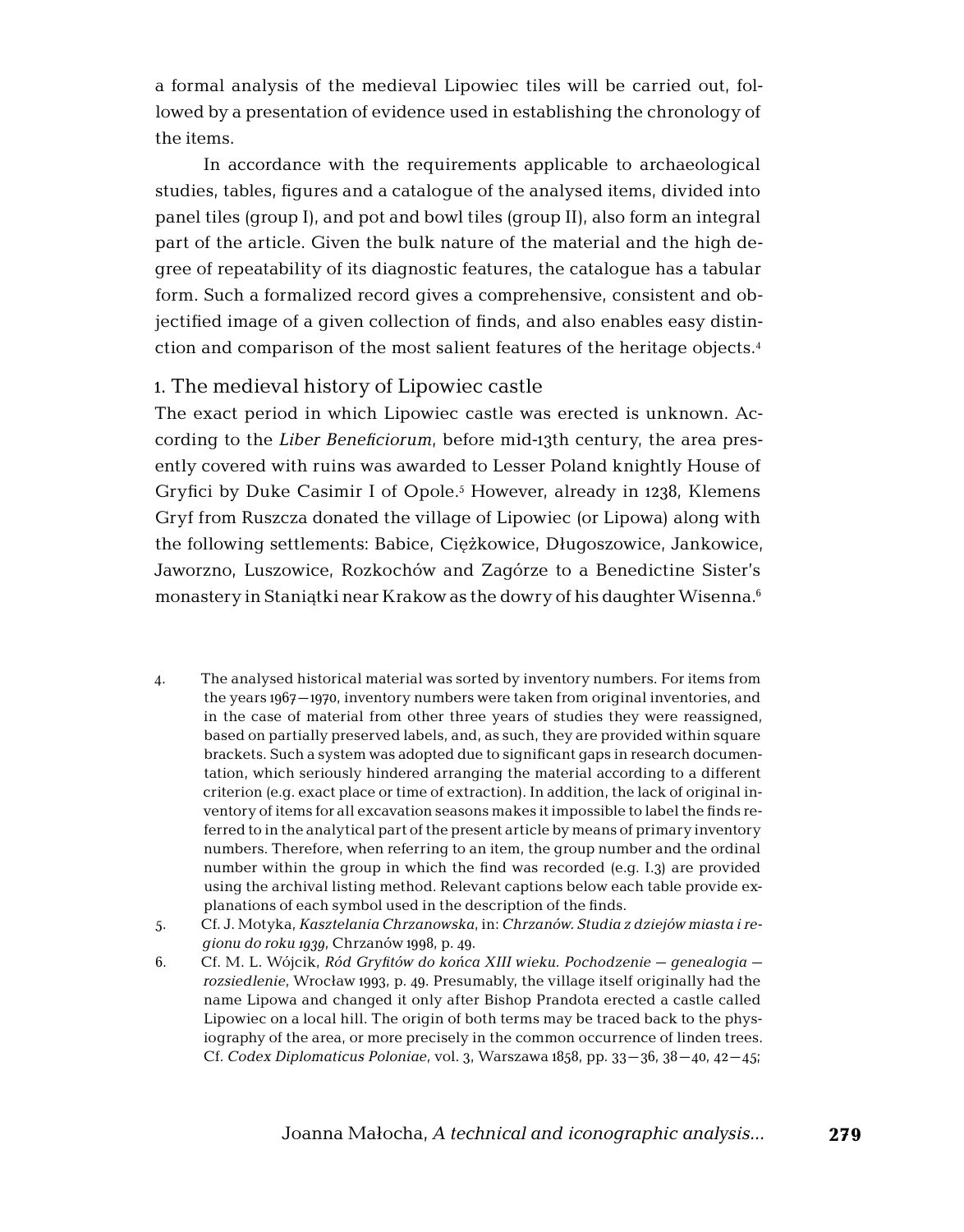a formal analysis of the medieval Lipowiec tiles will be carried out, followed by a presentation of evidence used in establishing the chronology of the items.

In accordance with the requirements applicable to archaeological studies, tables, figures and a catalogue of the analysed items, divided into panel tiles (group I), and pot and bowl tiles (group II), also form an integral part of the article. Given the bulk nature of the material and the high degree of repeatability of its diagnostic features, the catalogue has a tabular form. Such a formalized record gives a comprehensive, consistent and objectified image of a given collection of finds, and also enables easy distinction and comparison of the most salient features of the heritage objects.[4]

## 1. The medieval history of Lipowiec castle

The exact period in which Lipowiec castle was erected is unknown. According to the *Liber Beneficiorum*, before mid-13th century, the area presently covered with ruins was awarded to Lesser Poland knightly House of Gryfici by Duke Casimir I of Opole.[5] However, already in 1238, Klemens Gryf from Ruszcza donated the village of Lipowiec (or Lipowa) along with the following settlements: Babice, Ciężkowice, Długoszowice, Jankowice, Jaworzno, Luszowice, Rozkochów and Zagórze to a Benedictine Sister's monastery in Staniątki near Krakow as the dowry of his daughter Wisenna.[6]

4. The analysed historical material was sorted by inventory numbers. For items from the years 1967–1970, inventory numbers were taken from original inventories, and in the case of material from other three years of studies they were reassigned, based on partially preserved labels, and, as such, they are provided within square brackets. Such a system was adopted due to significant gaps in research documentation, which seriously hindered arranging the material according to a different criterion (e.g. exact place or time of extraction). In addition, the lack of original inventory of items for all excavation seasons makes it impossible to label the finds referred to in the analytical part of the present article by means of primary inventory numbers. Therefore, when referring to an item, the group number and the ordinal number within the group in which the find was recorded (e.g. I.3) are provided using the archival listing method. Relevant captions below each table provide explanations of each symbol used in the description of the finds.
5. Cf. J. Motyka, *Kasztelania Chrzanowska*, in: *Chrzanów. Studia z dziejów miasta i regionu do roku 1939*, Chrzanów 1998, p. 49.
6. Cf. M. L. Wójcik, *Ród Gryfitów do końca XIII wieku. Pochodzenie – genealogia – rozsiedlenie*, Wrocław 1993, p. 49. Presumably, the village itself originally had the name Lipowa and changed it only after Bishop Prandota erected a castle called Lipowiec on a local hill. The origin of both terms may be traced back to the physiography of the area, or more precisely in the common occurrence of linden trees. Cf. *Codex Diplomaticus Poloniae*, vol. 3, Warszawa 1858, pp. 33–36, 38–40, 42–45;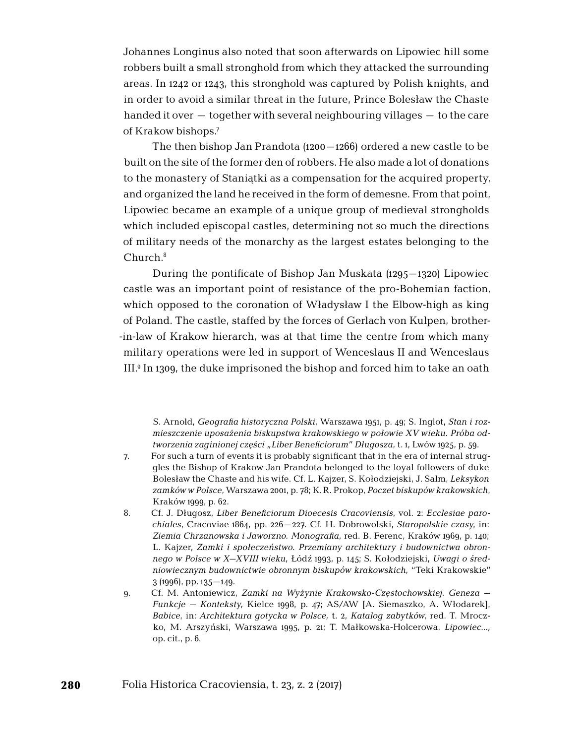Johannes Longinus also noted that soon afterwards on Lipowiec hill some robbers built a small stronghold from which they attacked the surrounding areas. In 1242 or 1243, this stronghold was captured by Polish knights, and in order to avoid a similar threat in the future, Prince Bolesław the Chaste handed it over — together with several neighbouring villages — to the care of Krakow bishops.[7]

The then bishop Jan Prandota (1200–1266) ordered a new castle to be built on the site of the former den of robbers. He also made a lot of donations to the monastery of Staniątki as a compensation for the acquired property, and organized the land he received in the form of demesne. From that point, Lipowiec became an example of a unique group of medieval strongholds which included episcopal castles, determining not so much the directions of military needs of the monarchy as the largest estates belonging to the Church.[8]

During the pontificate of Bishop Jan Muskata (1295–1320) Lipowiec castle was an important point of resistance of the pro-Bohemian faction, which opposed to the coronation of Władysław I the Elbow-high as king of Poland. The castle, staffed by the forces of Gerlach von Kulpen, brother-in-law of Krakow hierarch, was at that time the centre from which many military operations were led in support of Wenceslaus II and Wenceslaus III.[9] In 1309, the duke imprisoned the bishop and forced him to take an oath

S. Arnold, *Geografia historyczna Polski*, Warszawa 1951, p. 49; S. Inglot, *Stan i rozmieszczenie uposażenia biskupstwa krakowskiego w połowie XV wieku. Próba odtworzenia zaginionej części „Liber Beneficiorum" Długosza*, t. 1, Lwów 1925, p. 59.

7. For such a turn of events it is probably significant that in the era of internal struggles the Bishop of Krakow Jan Prandota belonged to the loyal followers of duke Bolesław the Chaste and his wife. Cf. L. Kajzer, S. Kołodziejski, J. Salm, *Leksykon zamków w Polsce*, Warszawa 2001, p. 78; K. R. Prokop, *Poczet biskupów krakowskich*, Kraków 1999, p. 62.
8. Cf. J. Długosz, *Liber Beneficiorum Dioecesis Cracoviensis*, vol. 2: *Ecclesiae parochiales*, Cracoviae 1864, pp. 226–227. Cf. H. Dobrowolski, *Staropolskie czasy*, in: *Ziemia Chrzanowska i Jaworzno. Monografia*, red. B. Ferenc, Kraków 1969, p. 140; L. Kajzer, *Zamki i społeczeństwo. Przemiany architektury i budownictwa obronnego w Polsce w X–XVIII wieku,* Łódź 1993, p. 145; S. Kołodziejski, *Uwagi o średniowiecznym budownictwie obronnym biskupów krakowskich*, "Teki Krakowskie" 3 (1996), pp. 135–149.
9. Cf. M. Antoniewicz, *Zamki na Wyżynie Krakowsko-Częstochowskiej. Geneza – Funkcje – Konteksty,* Kielce 1998, p. 47; AS/AW [A. Siemaszko, A. Włodarek], *Babice*, in: *Architektura gotycka w Polsce,* t. 2, *Katalog zabytków*, red. T. Mroczko, M. Arszyński, Warszawa 1995, p. 21; T. Małkowska-Holcerowa, *Lipowiec...,* op. cit., p. 6.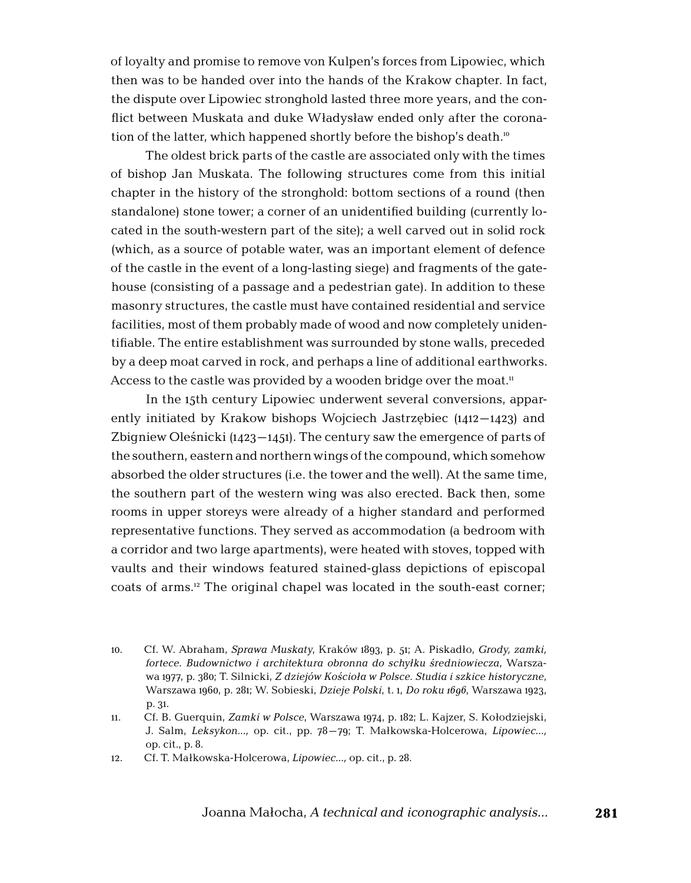of loyalty and promise to remove von Kulpen's forces from Lipowiec, which then was to be handed over into the hands of the Krakow chapter. In fact, the dispute over Lipowiec stronghold lasted three more years, and the conflict between Muskata and duke Władysław ended only after the coronation of the latter, which happened shortly before the bishop's death.[10]

The oldest brick parts of the castle are associated only with the times of bishop Jan Muskata. The following structures come from this initial chapter in the history of the stronghold: bottom sections of a round (then standalone) stone tower; a corner of an unidentified building (currently located in the south-western part of the site); a well carved out in solid rock (which, as a source of potable water, was an important element of defence of the castle in the event of a long-lasting siege) and fragments of the gatehouse (consisting of a passage and a pedestrian gate). In addition to these masonry structures, the castle must have contained residential and service facilities, most of them probably made of wood and now completely unidentifiable. The entire establishment was surrounded by stone walls, preceded by a deep moat carved in rock, and perhaps a line of additional earthworks. Access to the castle was provided by a wooden bridge over the moat.[11]

In the 15th century Lipowiec underwent several conversions, apparently initiated by Krakow bishops Wojciech Jastrzębiec (1412–1423) and Zbigniew Oleśnicki (1423–1451). The century saw the emergence of parts of the southern, eastern and northern wings of the compound, which somehow absorbed the older structures (i.e. the tower and the well). At the same time, the southern part of the western wing was also erected. Back then, some rooms in upper storeys were already of a higher standard and performed representative functions. They served as accommodation (a bedroom with a corridor and two large apartments), were heated with stoves, topped with vaults and their windows featured stained-glass depictions of episcopal coats of arms.[12] The original chapel was located in the south-east corner;

10. Cf. W. Abraham, *Sprawa Muskaty*, Kraków 1893, p. 51; A. Piskadło, *Grody, zamki, fortece. Budownictwo i architektura obronna do schyłku średniowiecza*, Warszawa 1977, p. 380; T. Silnicki, *Z dziejów Kościoła w Polsce. Studia i szkice historyczne*, Warszawa 1960, p. 281; W. Sobieski, *Dzieje Polski*, t. 1, *Do roku 1696*, Warszawa 1923, p. 31.
11. Cf. B. Guerquin, *Zamki w Polsce*, Warszawa 1974, p. 182; L. Kajzer, S. Kołodziejski, J. Salm, *Leksykon...*, op. cit., pp. 78–79; T. Małkowska-Holcerowa, *Lipowiec...*, op. cit., p. 8.
12. Cf. T. Małkowska-Holcerowa, *Lipowiec...*, op. cit., p. 28.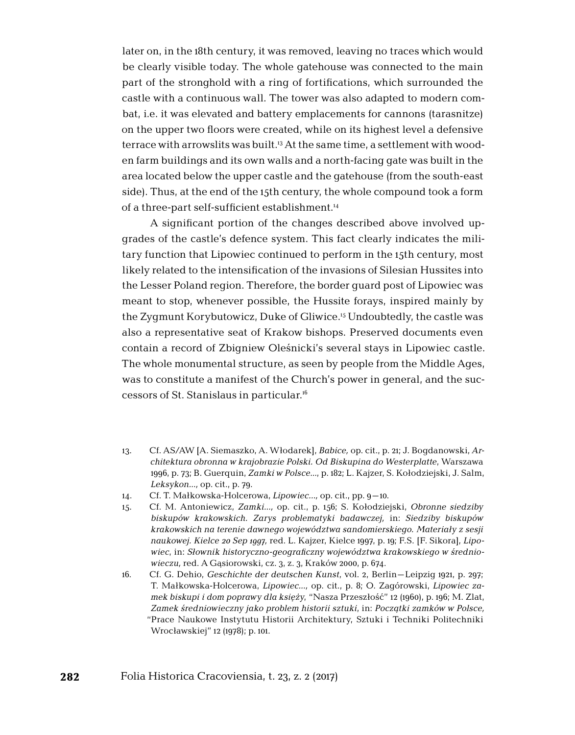later on, in the 18th century, it was removed, leaving no traces which would be clearly visible today. The whole gatehouse was connected to the main part of the stronghold with a ring of fortifications, which surrounded the castle with a continuous wall. The tower was also adapted to modern combat, i.e. it was elevated and battery emplacements for cannons (tarasnitze) on the upper two floors were created, while on its highest level a defensive terrace with arrowslits was built.[13] At the same time, a settlement with wooden farm buildings and its own walls and a north-facing gate was built in the area located below the upper castle and the gatehouse (from the south-east side). Thus, at the end of the 15th century, the whole compound took a form of a three-part self-sufficient establishment.[14]

A significant portion of the changes described above involved upgrades of the castle's defence system. This fact clearly indicates the military function that Lipowiec continued to perform in the 15th century, most likely related to the intensification of the invasions of Silesian Hussites into the Lesser Poland region. Therefore, the border guard post of Lipowiec was meant to stop, whenever possible, the Hussite forays, inspired mainly by the Zygmunt Korybutowicz, Duke of Gliwice.[15] Undoubtedly, the castle was also a representative seat of Krakow bishops. Preserved documents even contain a record of Zbigniew Oleśnicki's several stays in Lipowiec castle. The whole monumental structure, as seen by people from the Middle Ages, was to constitute a manifest of the Church's power in general, and the successors of St. Stanislaus in particular.[16]

13. Cf. AS/AW [A. Siemaszko, A. Włodarek], *Babice,* op. cit., p. 21; J. Bogdanowski, *Architektura obronna w krajobrazie Polski. Od Biskupina do Westerplatte*, Warszawa 1996, p. 73; B. Guerquin, *Zamki w Polsce...*, p. 182; L. Kajzer, S. Kołodziejski, J. Salm, *Leksykon...*, op. cit., p. 79.

14. Cf. T. Małkowska-Holcerowa, *Lipowiec...,* op. cit., pp. 9–10.

15. Cf. M. Antoniewicz, *Zamki...,* op. cit., p. 156; S. Kołodziejski, *Obronne siedziby biskupów krakowskich. Zarys problematyki badawczej,* in: *Siedziby biskupów krakowskich na terenie dawnego województwa sandomierskiego. Materiały z sesji naukowej. Kielce 20 Sep 1997*, red. L. Kajzer, Kielce 1997, p. 19; F.S. [F. Sikora], *Lipowiec*, in: *Słownik historyczno-geograficzny województwa krakowskiego w średniowieczu,* red. A Gąsiorowski, cz. 3, z. 3, Kraków 2000, p. 674.

16. Cf. G. Dehio, *Geschichte der deutschen Kunst*, vol. 2, Berlin–Leipzig 1921, p. 297; T. Małkowska-Holcerowa, *Lipowiec...,* op. cit., p. 8; O. Zagórowski, *Lipowiec zamek biskupi i dom poprawy dla księży*, "Nasza Przeszłość" 12 (1960), p. 196; M. Zlat, *Zamek średniowieczny jako problem historii sztuki*, in: *Początki zamków w Polsce,* "Prace Naukowe Instytutu Historii Architektury, Sztuki i Techniki Politechniki Wrocławskiej" 12 (1978); p. 101.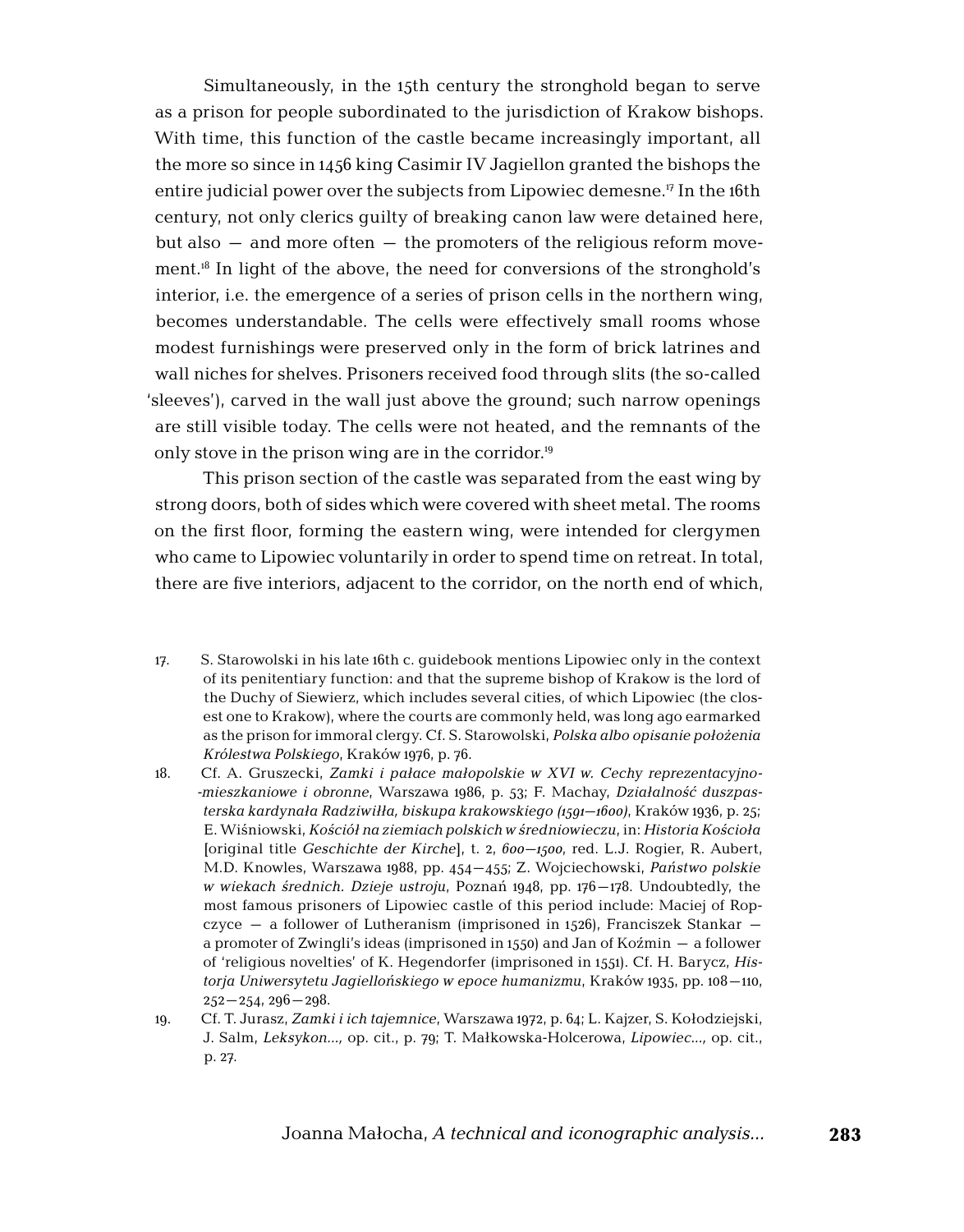Simultaneously, in the 15th century the stronghold began to serve as a prison for people subordinated to the jurisdiction of Krakow bishops. With time, this function of the castle became increasingly important, all the more so since in 1456 king Casimir IV Jagiellon granted the bishops the entire judicial power over the subjects from Lipowiec demesne.[17] In the 16th century, not only clerics guilty of breaking canon law were detained here, but also — and more often — the promoters of the religious reform movement.[18] In light of the above, the need for conversions of the stronghold's interior, i.e. the emergence of a series of prison cells in the northern wing, becomes understandable. The cells were effectively small rooms whose modest furnishings were preserved only in the form of brick latrines and wall niches for shelves. Prisoners received food through slits (the so-called 'sleeves'), carved in the wall just above the ground; such narrow openings are still visible today. The cells were not heated, and the remnants of the only stove in the prison wing are in the corridor.[19]

This prison section of the castle was separated from the east wing by strong doors, both of sides which were covered with sheet metal. The rooms on the first floor, forming the eastern wing, were intended for clergymen who came to Lipowiec voluntarily in order to spend time on retreat. In total, there are five interiors, adjacent to the corridor, on the north end of which,

17. S. Starowolski in his late 16th c. guidebook mentions Lipowiec only in the context of its penitentiary function: and that the supreme bishop of Krakow is the lord of the Duchy of Siewierz, which includes several cities, of which Lipowiec (the closest one to Krakow), where the courts are commonly held, was long ago earmarked as the prison for immoral clergy. Cf. S. Starowolski, *Polska albo opisanie położenia Królestwa Polskiego*, Kraków 1976, p. 76.

18. Cf. A. Gruszecki, *Zamki i pałace małopolskie w XVI w. Cechy reprezentacyjno--mieszkaniowe i obronne*, Warszawa 1986, p. 53; F. Machay, *Działalność duszpasterska kardynała Radziwiłła, biskupa krakowskiego (1591–1600)*, Kraków 1936, p. 25; E. Wiśniowski, *Kościół na ziemiach polskich w średniowieczu*, in: *Historia Kościoła* [original title *Geschichte der Kirche*], t. 2, *600–1500*, red. L.J. Rogier, R. Aubert, M.D. Knowles, Warszawa 1988, pp. 454–455; Z. Wojciechowski, *Państwo polskie w wiekach średnich. Dzieje ustroju*, Poznań 1948, pp. 176–178. Undoubtedly, the most famous prisoners of Lipowiec castle of this period include: Maciej of Ropczyce — a follower of Lutheranism (imprisoned in 1526), Franciszek Stankar — a promoter of Zwingli's ideas (imprisoned in 1550) and Jan of Koźmin — a follower of 'religious novelties' of K. Hegendorfer (imprisoned in 1551). Cf. H. Barycz, *Historja Uniwersytetu Jagiellońskiego w epoce humanizmu*, Kraków 1935, pp. 108–110, 252–254, 296–298.

19. Cf. T. Jurasz, *Zamki i ich tajemnice*, Warszawa 1972, p. 64; L. Kajzer, S. Kołodziejski, J. Salm, *Leksykon...*, op. cit., p. 79; T. Małkowska-Holcerowa, *Lipowiec...*, op. cit., p. 27.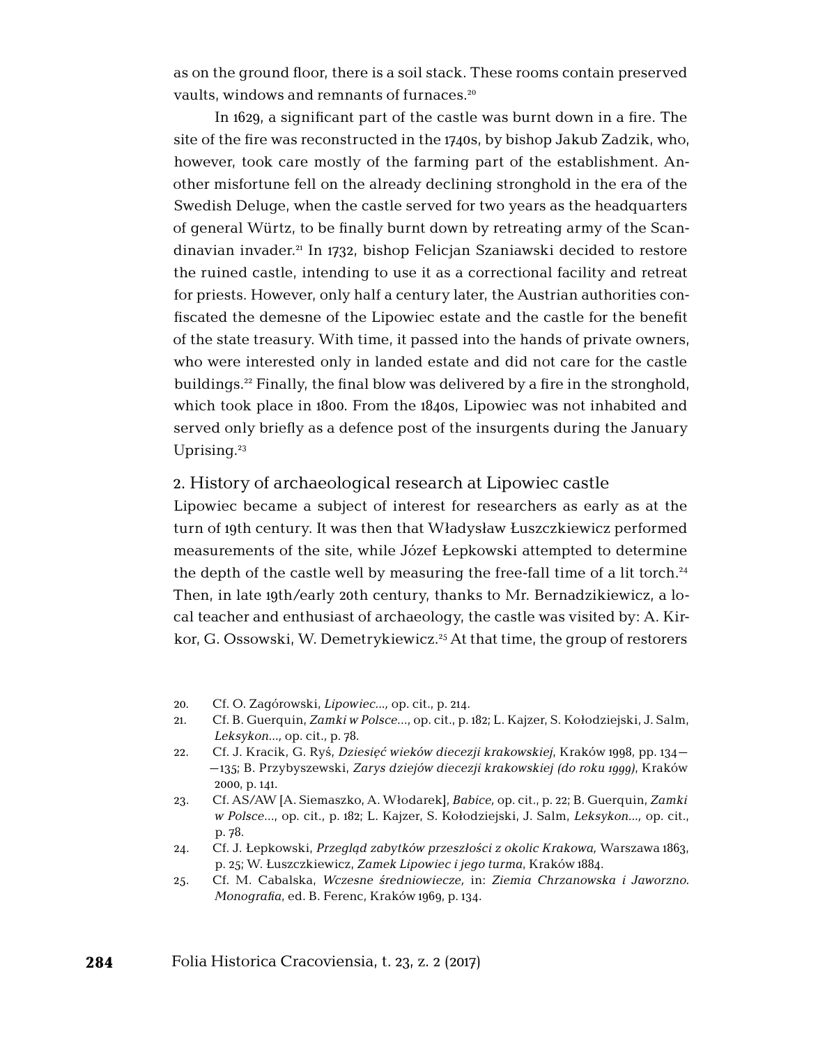as on the ground floor, there is a soil stack. These rooms contain preserved vaults, windows and remnants of furnaces.[20]

In 1629, a significant part of the castle was burnt down in a fire. The site of the fire was reconstructed in the 1740s, by bishop Jakub Zadzik, who, however, took care mostly of the farming part of the establishment. Another misfortune fell on the already declining stronghold in the era of the Swedish Deluge, when the castle served for two years as the headquarters of general Würtz, to be finally burnt down by retreating army of the Scandinavian invader.[21] In 1732, bishop Felicjan Szaniawski decided to restore the ruined castle, intending to use it as a correctional facility and retreat for priests. However, only half a century later, the Austrian authorities confiscated the demesne of the Lipowiec estate and the castle for the benefit of the state treasury. With time, it passed into the hands of private owners, who were interested only in landed estate and did not care for the castle buildings.[22] Finally, the final blow was delivered by a fire in the stronghold, which took place in 1800. From the 1840s, Lipowiec was not inhabited and served only briefly as a defence post of the insurgents during the January Uprising.[23]

## 2. History of archaeological research at Lipowiec castle

Lipowiec became a subject of interest for researchers as early as at the turn of 19th century. It was then that Władysław Łuszczkiewicz performed measurements of the site, while Józef Łepkowski attempted to determine the depth of the castle well by measuring the free-fall time of a lit torch.[24] Then, in late 19th/early 20th century, thanks to Mr. Bernadzikiewicz, a local teacher and enthusiast of archaeology, the castle was visited by: A. Kirkor, G. Ossowski, W. Demetrykiewicz.[25] At that time, the group of restorers

20. Cf. O. Zagórowski, *Lipowiec...*, op. cit., p. 214.
21. Cf. B. Guerquin, *Zamki w Polsce...*, op. cit., p. 182; L. Kajzer, S. Kołodziejski, J. Salm, *Leksykon...*, op. cit., p. 78.
22. Cf. J. Kracik, G. Ryś, *Dziesięć wieków diecezji krakowskiej*, Kraków 1998, pp. 134—135; B. Przybyszewski, *Zarys dziejów diecezji krakowskiej (do roku 1999)*, Kraków 2000, p. 141.
23. Cf. AS/AW [A. Siemaszko, A. Włodarek], *Babice*, op. cit., p. 22; B. Guerquin, *Zamki w Polsce...*, op. cit., p. 182; L. Kajzer, S. Kołodziejski, J. Salm, *Leksykon...*, op. cit., p. 78.
24. Cf. J. Łepkowski, *Przegląd zabytków przeszłości z okolic Krakowa,* Warszawa 1863, p. 25; W. Łuszczkiewicz, *Zamek Lipowiec i jego turma*, Kraków 1884.
25. Cf. M. Cabalska, *Wczesne średniowiecze,* in: *Ziemia Chrzanowska i Jaworzno. Monografia*, ed. B. Ferenc, Kraków 1969, p. 134.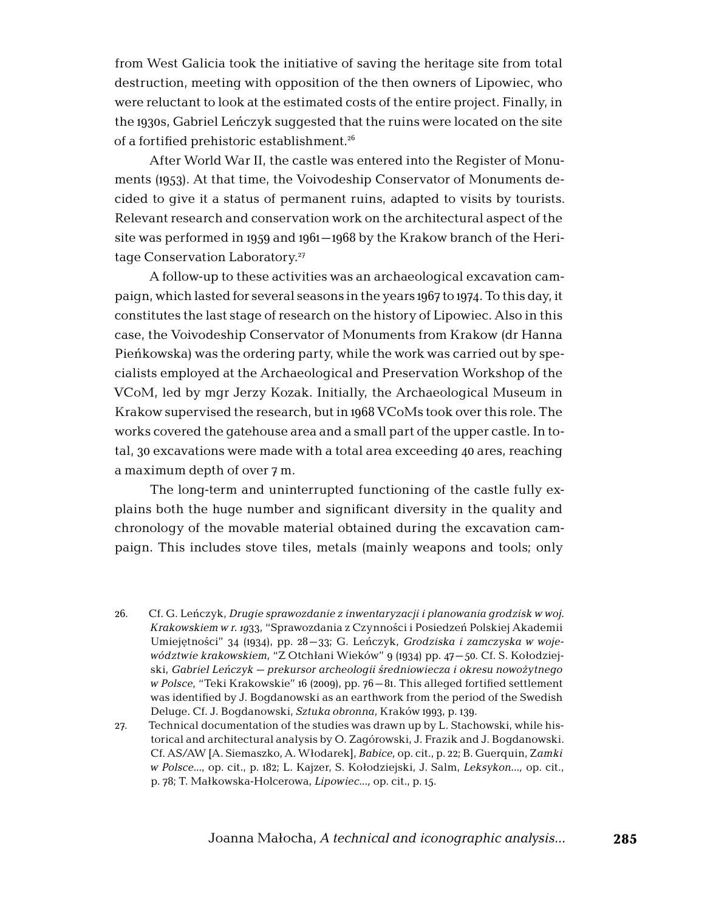from West Galicia took the initiative of saving the heritage site from total destruction, meeting with opposition of the then owners of Lipowiec, who were reluctant to look at the estimated costs of the entire project. Finally, in the 1930s, Gabriel Leńczyk suggested that the ruins were located on the site of a fortified prehistoric establishment.[26]

After World War II, the castle was entered into the Register of Monuments (1953). At that time, the Voivodeship Conservator of Monuments decided to give it a status of permanent ruins, adapted to visits by tourists. Relevant research and conservation work on the architectural aspect of the site was performed in 1959 and 1961–1968 by the Krakow branch of the Heritage Conservation Laboratory.[27]

A follow-up to these activities was an archaeological excavation campaign, which lasted for several seasons in the years 1967 to 1974. To this day, it constitutes the last stage of research on the history of Lipowiec. Also in this case, the Voivodeship Conservator of Monuments from Krakow (dr Hanna Pieńkowska) was the ordering party, while the work was carried out by specialists employed at the Archaeological and Preservation Workshop of the VCoM, led by mgr Jerzy Kozak. Initially, the Archaeological Museum in Krakow supervised the research, but in 1968 VCoMs took over this role. The works covered the gatehouse area and a small part of the upper castle. In total, 30 excavations were made with a total area exceeding 40 ares, reaching a maximum depth of over 7 m.

The long-term and uninterrupted functioning of the castle fully explains both the huge number and significant diversity in the quality and chronology of the movable material obtained during the excavation campaign. This includes stove tiles, metals (mainly weapons and tools; only

26. Cf. G. Leńczyk, *Drugie sprawozdanie z inwentaryzacji i planowania grodzisk w woj. Krakowskiem w r. 1933*, "Sprawozdania z Czynności i Posiedzeń Polskiej Akademii Umiejętności" 34 (1934), pp. 28–33; G. Leńczyk, *Grodziska i zamczyska w województwie krakowskiem*, "Z Otchłani Wieków" 9 (1934) pp. 47–50. Cf. S. Kołodziejski, *Gabriel Leńczyk – prekursor archeologii średniowiecza i okresu nowożytnego w Polsce*, "Teki Krakowskie" 16 (2009), pp. 76–81. This alleged fortified settlement was identified by J. Bogdanowski as an earthwork from the period of the Swedish Deluge. Cf. J. Bogdanowski, *Sztuka obronna*, Kraków 1993, p. 139.

27. Technical documentation of the studies was drawn up by L. Stachowski, while historical and architectural analysis by O. Zagórowski, J. Frazik and J. Bogdanowski. Cf. AS/AW [A. Siemaszko, A. Włodarek], *Babice*, op. cit., p. 22; B. Guerquin, *Zamki w Polsce...*, op. cit., p. 182; L. Kajzer, S. Kołodziejski, J. Salm, *Leksykon...*, op. cit., p. 78; T. Małkowska-Holcerowa, *Lipowiec...*, op. cit., p. 15.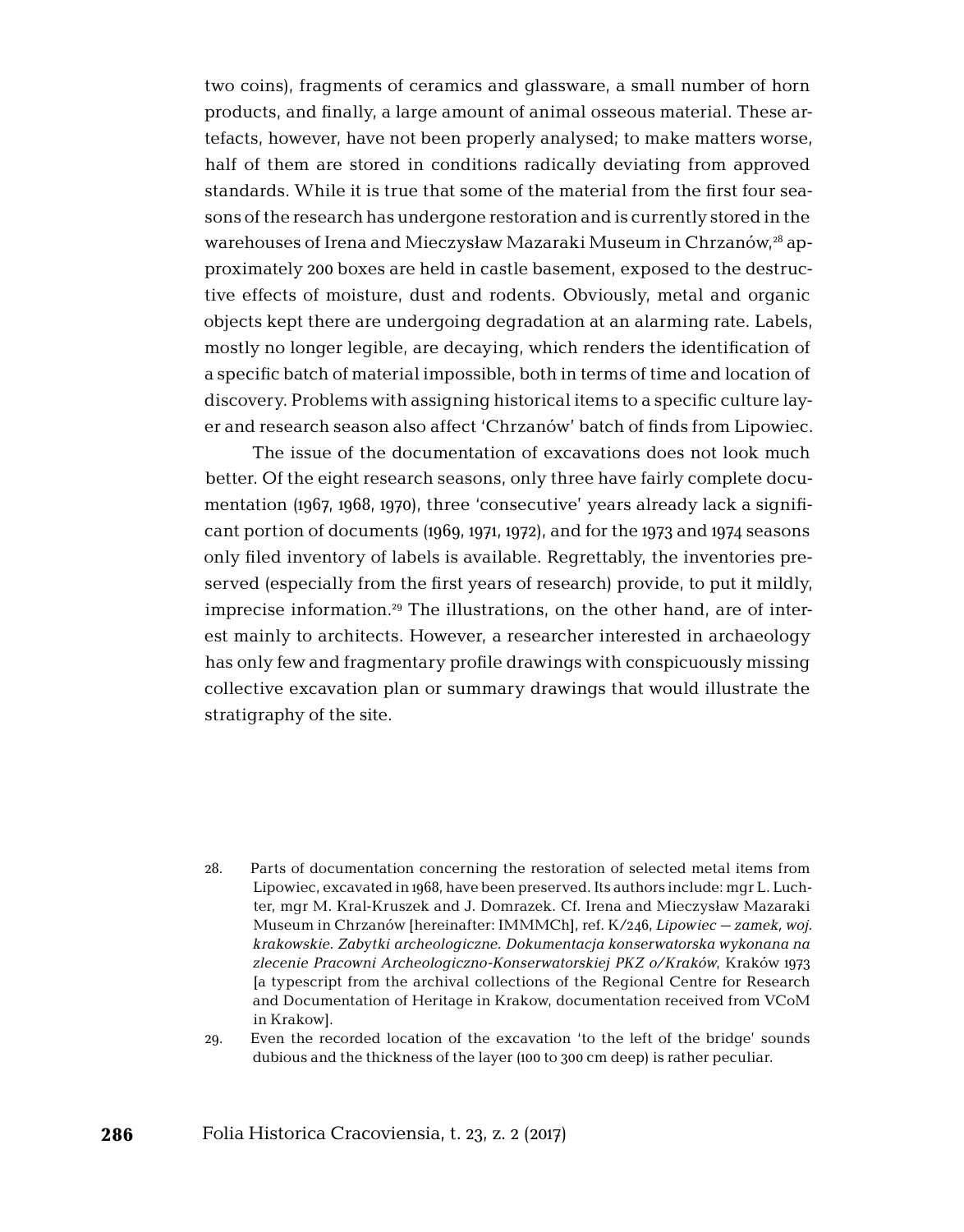two coins), fragments of ceramics and glassware, a small number of horn products, and finally, a large amount of animal osseous material. These artefacts, however, have not been properly analysed; to make matters worse, half of them are stored in conditions radically deviating from approved standards. While it is true that some of the material from the first four seasons of the research has undergone restoration and is currently stored in the warehouses of Irena and Mieczysław Mazaraki Museum in Chrzanów,[28] approximately 200 boxes are held in castle basement, exposed to the destructive effects of moisture, dust and rodents. Obviously, metal and organic objects kept there are undergoing degradation at an alarming rate. Labels, mostly no longer legible, are decaying, which renders the identification of a specific batch of material impossible, both in terms of time and location of discovery. Problems with assigning historical items to a specific culture layer and research season also affect 'Chrzanów' batch of finds from Lipowiec.

The issue of the documentation of excavations does not look much better. Of the eight research seasons, only three have fairly complete documentation (1967, 1968, 1970), three 'consecutive' years already lack a significant portion of documents (1969, 1971, 1972), and for the 1973 and 1974 seasons only filed inventory of labels is available. Regrettably, the inventories preserved (especially from the first years of research) provide, to put it mildly, imprecise information.[29] The illustrations, on the other hand, are of interest mainly to architects. However, a researcher interested in archaeology has only few and fragmentary profile drawings with conspicuously missing collective excavation plan or summary drawings that would illustrate the stratigraphy of the site.

28. Parts of documentation concerning the restoration of selected metal items from Lipowiec, excavated in 1968, have been preserved. Its authors include: mgr L. Luchter, mgr M. Kral-Kruszek and J. Domrazek. Cf. Irena and Mieczysław Mazaraki Museum in Chrzanów [hereinafter: IMMMCh], ref. K/246, *Lipowiec – zamek, woj. krakowskie. Zabytki archeologiczne. Dokumentacja konserwatorska wykonana na zlecenie Pracowni Archeologiczno-Konserwatorskiej PKZ o/Kraków*, Kraków 1973 [a typescript from the archival collections of the Regional Centre for Research and Documentation of Heritage in Krakow, documentation received from VCoM in Krakow].

29. Even the recorded location of the excavation 'to the left of the bridge' sounds dubious and the thickness of the layer (100 to 300 cm deep) is rather peculiar.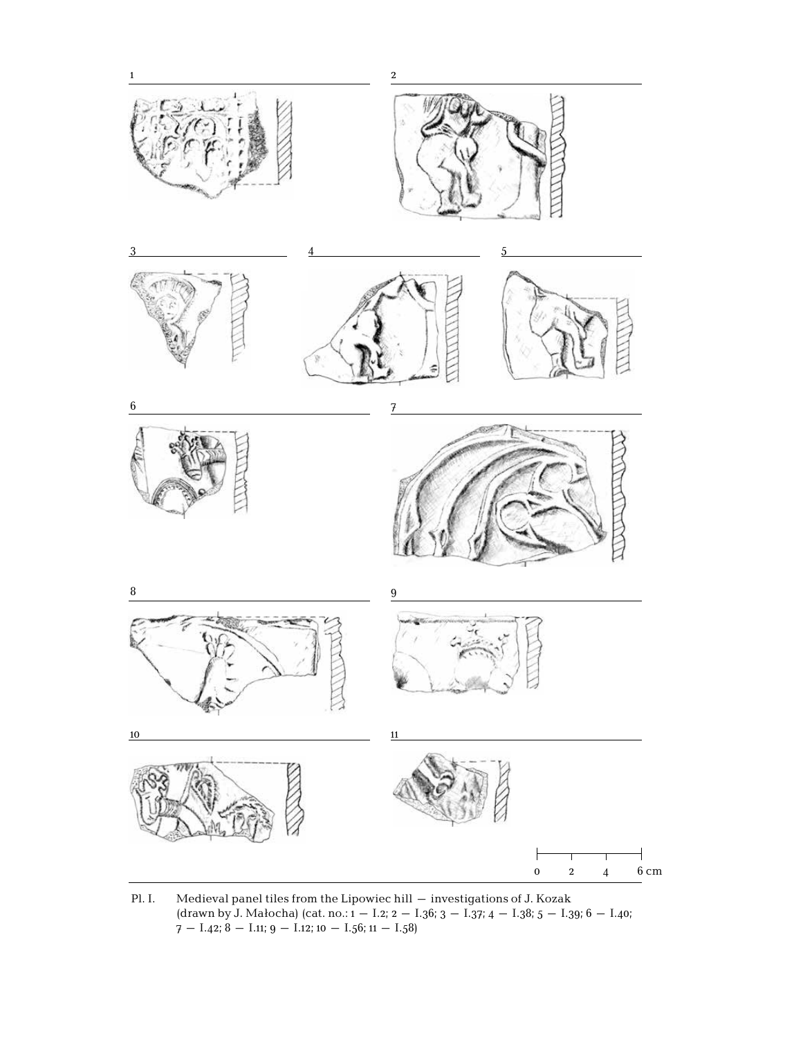1

2

3

4

5

6

7

8

9

10

11

0 2 4 6 cm

Pl. I. Medieval panel tiles from the Lipowiec hill — investigations of J. Kozak (drawn by J. Małocha) (cat. no.: 1 — I.2; 2 — I.36; 3 — I.37; 4 — I.38; 5 — I.39; 6 — I.40; 7 — I.42; 8 — I.11; 9 — I.12; 10 — I.56; 11 — I.58)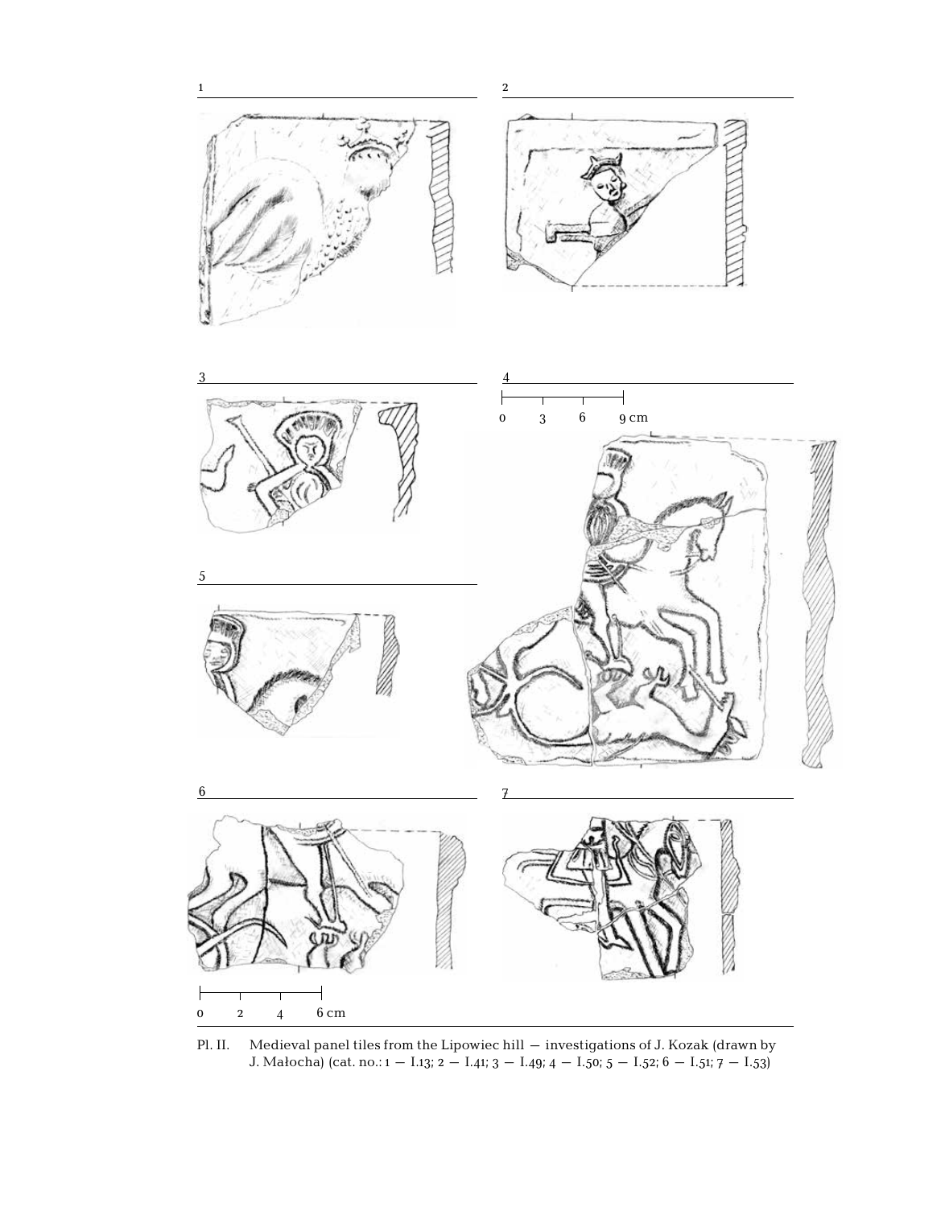Pl. II. Medieval panel tiles from the Lipowiec hill — investigations of J. Kozak (drawn by J. Małocha) (cat. no.: 1 — I.13; 2 — I.41; 3 — I.49; 4 — I.50; 5 — I.52; 6 — I.51; 7 — I.53)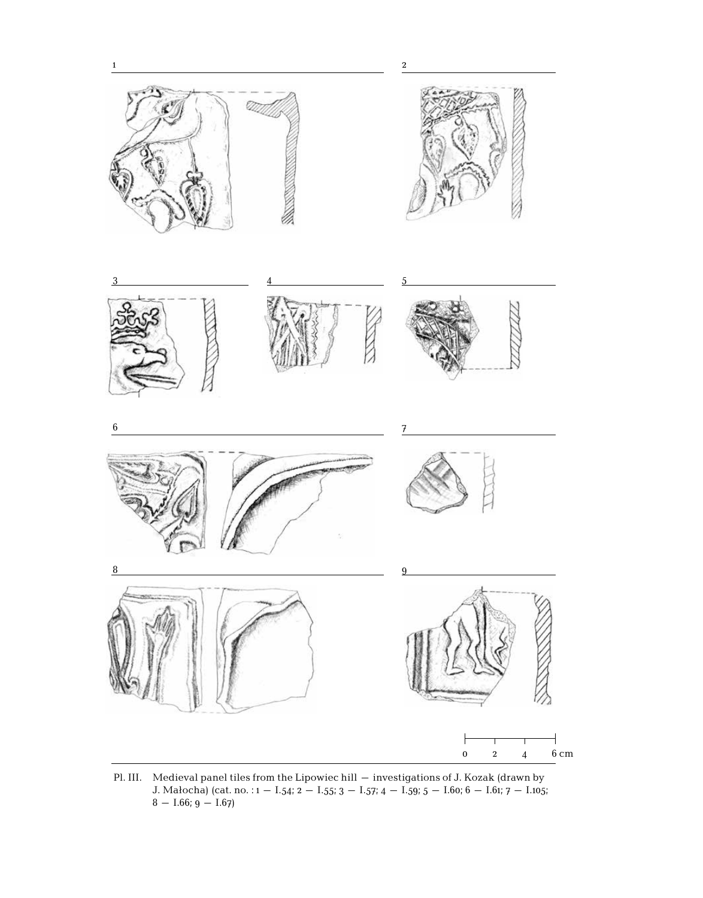1

2

3

4

5

6

7

8

9

0 2 4 6 cm

Pl. III. Medieval panel tiles from the Lipowiec hill — investigations of J. Kozak (drawn by J. Małocha) (cat. no. : 1 — I.54; 2 — I.55; 3 — I.57; 4 — I.59; 5 — I.60; 6 — I.61; 7 — I.105; 8 — I.66; 9 — I.67)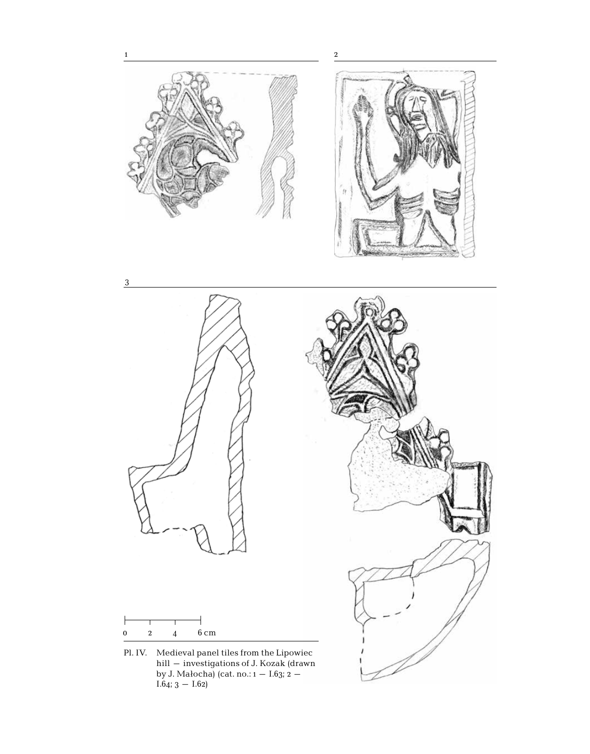1

2

3

0 2 4 6 cm

Pl. IV. Medieval panel tiles from the Lipowiec hill — investigations of J. Kozak (drawn by J. Małocha) (cat. no.: 1 — I.63; 2 — I.64; 3 — I.62)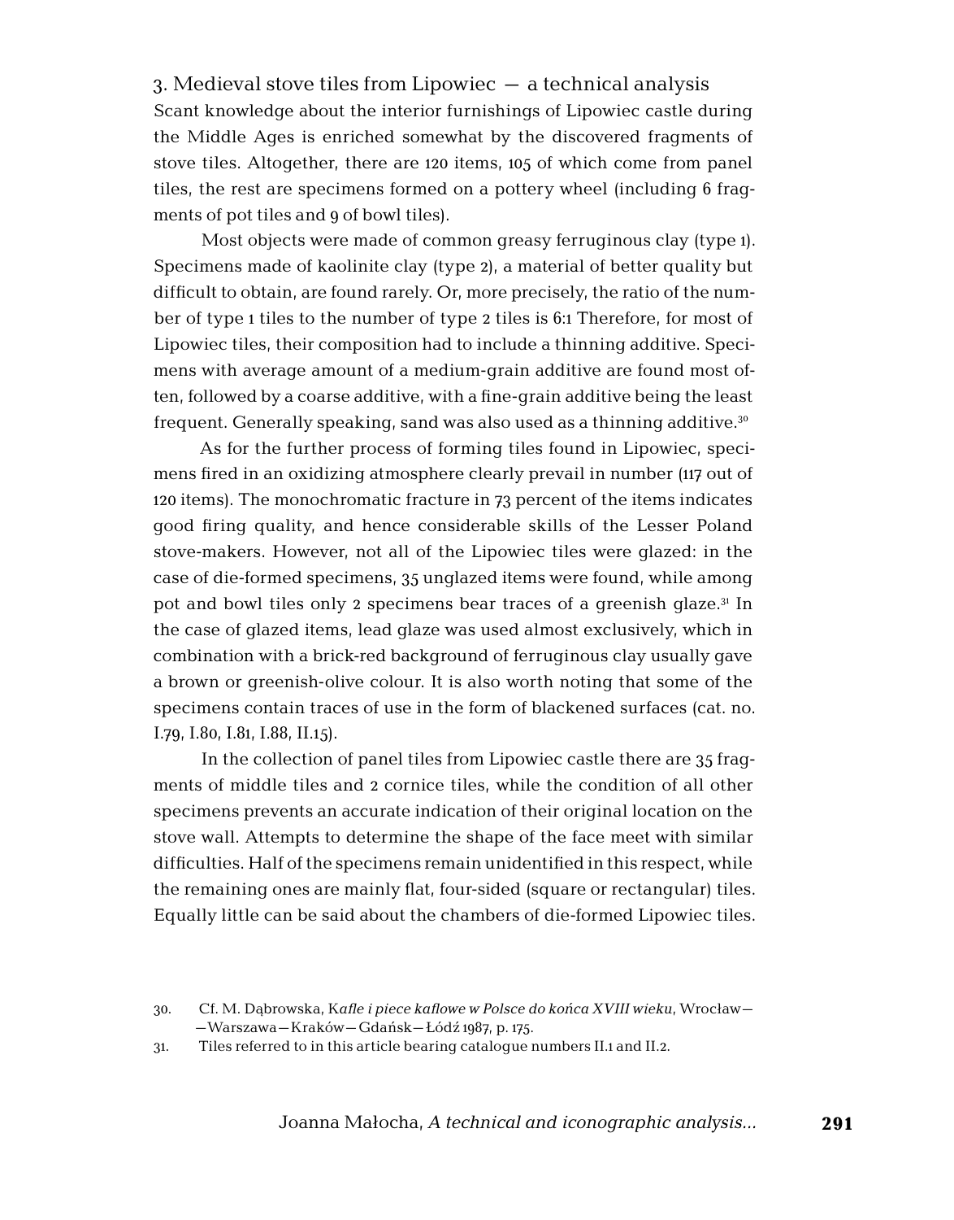## 3. Medieval stove tiles from Lipowiec — a technical analysis

Scant knowledge about the interior furnishings of Lipowiec castle during the Middle Ages is enriched somewhat by the discovered fragments of stove tiles. Altogether, there are 120 items, 105 of which come from panel tiles, the rest are specimens formed on a pottery wheel (including 6 fragments of pot tiles and 9 of bowl tiles).

Most objects were made of common greasy ferruginous clay (type 1). Specimens made of kaolinite clay (type 2), a material of better quality but difficult to obtain, are found rarely. Or, more precisely, the ratio of the number of type 1 tiles to the number of type 2 tiles is 6:1 Therefore, for most of Lipowiec tiles, their composition had to include a thinning additive. Specimens with average amount of a medium-grain additive are found most often, followed by a coarse additive, with a fine-grain additive being the least frequent. Generally speaking, sand was also used as a thinning additive.[30]

As for the further process of forming tiles found in Lipowiec, specimens fired in an oxidizing atmosphere clearly prevail in number (117 out of 120 items). The monochromatic fracture in 73 percent of the items indicates good firing quality, and hence considerable skills of the Lesser Poland stove-makers. However, not all of the Lipowiec tiles were glazed: in the case of die-formed specimens, 35 unglazed items were found, while among pot and bowl tiles only 2 specimens bear traces of a greenish glaze.[31] In the case of glazed items, lead glaze was used almost exclusively, which in combination with a brick-red background of ferruginous clay usually gave a brown or greenish-olive colour. It is also worth noting that some of the specimens contain traces of use in the form of blackened surfaces (cat. no. I.79, I.80, I.81, I.88, II.15).

In the collection of panel tiles from Lipowiec castle there are 35 fragments of middle tiles and 2 cornice tiles, while the condition of all other specimens prevents an accurate indication of their original location on the stove wall. Attempts to determine the shape of the face meet with similar difficulties. Half of the specimens remain unidentified in this respect, while the remaining ones are mainly flat, four-sided (square or rectangular) tiles. Equally little can be said about the chambers of die-formed Lipowiec tiles.

30. Cf. M. Dąbrowska, *Kafle i piece kaflowe w Polsce do końca XVIII wieku*, Wrocław—Warszawa—Kraków—Gdańsk—Łódź 1987, p. 175.

31. Tiles referred to in this article bearing catalogue numbers II.1 and II.2.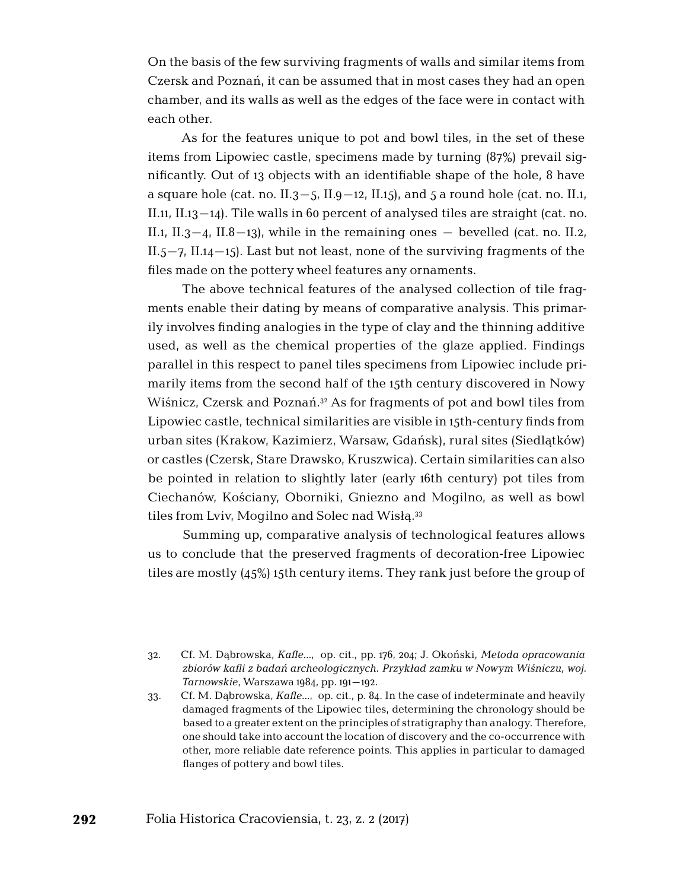On the basis of the few surviving fragments of walls and similar items from Czersk and Poznań, it can be assumed that in most cases they had an open chamber, and its walls as well as the edges of the face were in contact with each other.

As for the features unique to pot and bowl tiles, in the set of these items from Lipowiec castle, specimens made by turning (87%) prevail significantly. Out of 13 objects with an identifiable shape of the hole, 8 have a square hole (cat. no. II.3–5, II.9–12, II.15), and 5 a round hole (cat. no. II.1, II.11, II.13–14). Tile walls in 60 percent of analysed tiles are straight (cat. no. II.1, II.3–4, II.8–13), while in the remaining ones – bevelled (cat. no. II.2, II.5–7, II.14–15). Last but not least, none of the surviving fragments of the files made on the pottery wheel features any ornaments.

The above technical features of the analysed collection of tile fragments enable their dating by means of comparative analysis. This primarily involves finding analogies in the type of clay and the thinning additive used, as well as the chemical properties of the glaze applied. Findings parallel in this respect to panel tiles specimens from Lipowiec include primarily items from the second half of the 15th century discovered in Nowy Wiśnicz, Czersk and Poznań.[32] As for fragments of pot and bowl tiles from Lipowiec castle, technical similarities are visible in 15th-century finds from urban sites (Krakow, Kazimierz, Warsaw, Gdańsk), rural sites (Siedlątków) or castles (Czersk, Stare Drawsko, Kruszwica). Certain similarities can also be pointed in relation to slightly later (early 16th century) pot tiles from Ciechanów, Kościany, Oborniki, Gniezno and Mogilno, as well as bowl tiles from Lviv, Mogilno and Solec nad Wisłą.[33]

Summing up, comparative analysis of technological features allows us to conclude that the preserved fragments of decoration-free Lipowiec tiles are mostly (45%) 15th century items. They rank just before the group of

32. Cf. M. Dąbrowska, *Kafle...*, op. cit., pp. 176, 204; J. Okoński, *Metoda opracowania zbiorów kafli z badań archeologicznych. Przykład zamku w Nowym Wiśniczu, woj. Tarnowskie*, Warszawa 1984, pp. 191–192.

33. Cf. M. Dąbrowska, *Kafle...*, op. cit., p. 84. In the case of indeterminate and heavily damaged fragments of the Lipowiec tiles, determining the chronology should be based to a greater extent on the principles of stratigraphy than analogy. Therefore, one should take into account the location of discovery and the co-occurrence with other, more reliable date reference points. This applies in particular to damaged flanges of pottery and bowl tiles.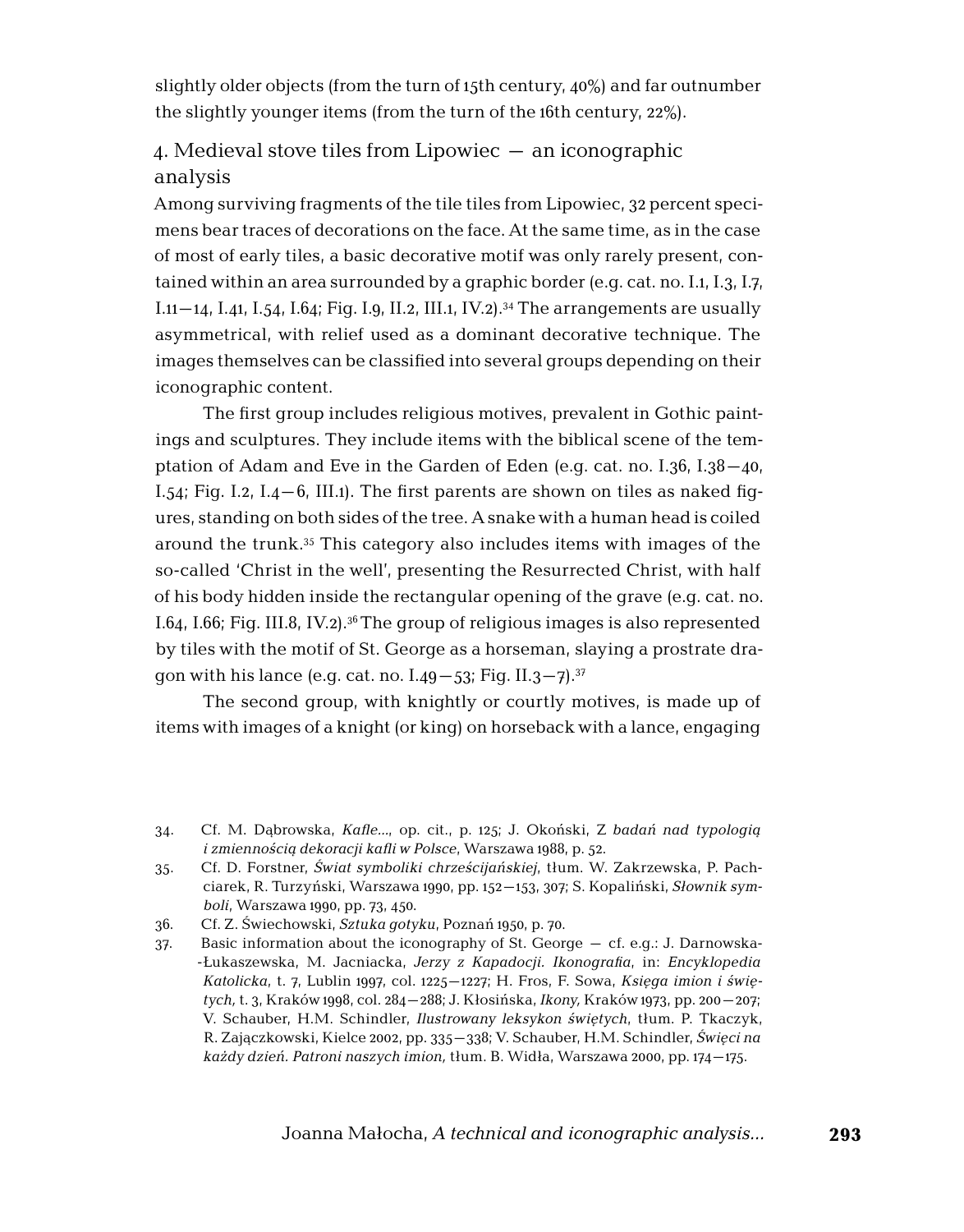slightly older objects (from the turn of 15th century, 40%) and far outnumber the slightly younger items (from the turn of the 16th century, 22%).

## 4. Medieval stove tiles from Lipowiec — an iconographic analysis

Among surviving fragments of the tile tiles from Lipowiec, 32 percent specimens bear traces of decorations on the face. At the same time, as in the case of most of early tiles, a basic decorative motif was only rarely present, contained within an area surrounded by a graphic border (e.g. cat. no. I.1, I.3, I.7, I.11—14, I.41, I.54, I.64; Fig. I.9, II.2, III.1, IV.2).[34] The arrangements are usually asymmetrical, with relief used as a dominant decorative technique. The images themselves can be classified into several groups depending on their iconographic content.

The first group includes religious motives, prevalent in Gothic paintings and sculptures. They include items with the biblical scene of the temptation of Adam and Eve in the Garden of Eden (e.g. cat. no. I.36, I.38—40, I.54; Fig. I.2, I.4—6, III.1). The first parents are shown on tiles as naked figures, standing on both sides of the tree. A snake with a human head is coiled around the trunk.[35] This category also includes items with images of the so-called 'Christ in the well', presenting the Resurrected Christ, with half of his body hidden inside the rectangular opening of the grave (e.g. cat. no. I.64, I.66; Fig. III.8, IV.2).[36] The group of religious images is also represented by tiles with the motif of St. George as a horseman, slaying a prostrate dragon with his lance (e.g. cat. no. I.49—53; Fig. II.3—7).[37]

The second group, with knightly or courtly motives, is made up of items with images of a knight (or king) on horseback with a lance, engaging

---

34. Cf. M. Dąbrowska, *Kafle...*, op. cit., p. 125; J. Okoński, Z *badań nad typologią i zmiennością dekoracji kafli w Polsce*, Warszawa 1988, p. 52.
35. Cf. D. Forstner, *Świat symboliki chrześcijańskiej*, tłum. W. Zakrzewska, P. Pachciarek, R. Turzyński, Warszawa 1990, pp. 152—153, 307; S. Kopaliński, *Słownik symboli*, Warszawa 1990, pp. 73, 450.
36. Cf. Z. Świechowski, *Sztuka gotyku*, Poznań 1950, p. 70.
37. Basic information about the iconography of St. George — cf. e.g.: J. Darnowska-Łukaszewska, M. Jacniacka, *Jerzy z Kapadocji. Ikonografia*, in: *Encyklopedia Katolicka*, t. 7, Lublin 1997, col. 1225—1227; H. Fros, F. Sowa, *Księga imion i świętych,* t. 3, Kraków 1998, col. 284—288; J. Kłosińska, *Ikony,* Kraków 1973, pp. 200—207; V. Schauber, H.M. Schindler, *Ilustrowany leksykon świętych*, tłum. P. Tkaczyk, R. Zajączkowski, Kielce 2002, pp. 335—338; V. Schauber, H.M. Schindler, *Święci na każdy dzień. Patroni naszych imion,* tłum. B. Widła, Warszawa 2000, pp. 174—175.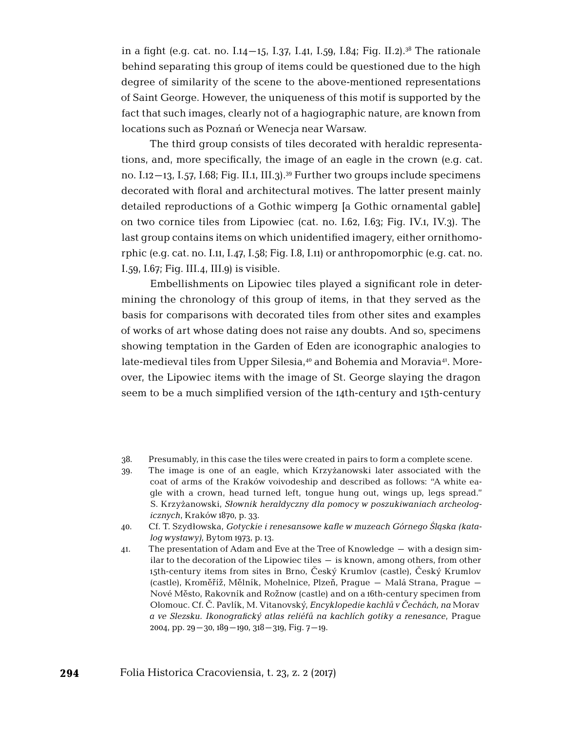in a fight (e.g. cat. no. I.14—15, I.37, I.41, I.59, I.84; Fig. II.2).[38] The rationale behind separating this group of items could be questioned due to the high degree of similarity of the scene to the above-mentioned representations of Saint George. However, the uniqueness of this motif is supported by the fact that such images, clearly not of a hagiographic nature, are known from locations such as Poznań or Wenecja near Warsaw.

The third group consists of tiles decorated with heraldic representations, and, more specifically, the image of an eagle in the crown (e.g. cat. no. I.12—13, I.57, I.68; Fig. II.1, III.3).[39] Further two groups include specimens decorated with floral and architectural motives. The latter present mainly detailed reproductions of a Gothic wimperg [a Gothic ornamental gable] on two cornice tiles from Lipowiec (cat. no. I.62, I.63; Fig. IV.1, IV.3). The last group contains items on which unidentified imagery, either ornithomorphic (e.g. cat. no. I.11, I.47, I.58; Fig. I.8, I.11) or anthropomorphic (e.g. cat. no. I.59, I.67; Fig. III.4, III.9) is visible.

Embellishments on Lipowiec tiles played a significant role in determining the chronology of this group of items, in that they served as the basis for comparisons with decorated tiles from other sites and examples of works of art whose dating does not raise any doubts. And so, specimens showing temptation in the Garden of Eden are iconographic analogies to late-medieval tiles from Upper Silesia,[40] and Bohemia and Moravia[41]. Moreover, the Lipowiec items with the image of St. George slaying the dragon seem to be a much simplified version of the 14th-century and 15th-century

38. Presumably, in this case the tiles were created in pairs to form a complete scene.

39. The image is one of an eagle, which Krzyżanowski later associated with the coat of arms of the Kraków voivodeship and described as follows: "A white eagle with a crown, head turned left, tongue hung out, wings up, legs spread." S. Krzyżanowski, *Słownik heraldyczny dla pomocy w poszukiwaniach archeologicznych*, Kraków 1870, p. 33.

40. Cf. T. Szydłowska, *Gotyckie i renesansowe kafle w muzeach Górnego Śląska (katalog wystawy)*, Bytom 1973, p. 13.

41. The presentation of Adam and Eve at the Tree of Knowledge — with a design similar to the decoration of the Lipowiec tiles — is known, among others, from other 15th-century items from sites in Brno, Český Krumlov (castle), Český Krumlov (castle), Kroměříž, Mělník, Mohelnice, Plzeň, Prague — Malá Strana, Prague — Nové Město, Rakovník and Rožnow (castle) and on a 16th-century specimen from Olomouc. Cf. Č. Pavlík, M. Vitanovský, *Encyklopedie kachlů v Čechách, na* Morav *a ve Slezsku. Ikonografický atlas reliéfů na kachlích gotiky a renesance*, Prague 2004, pp. 29—30, 189—190, 318—319, Fig. 7—19.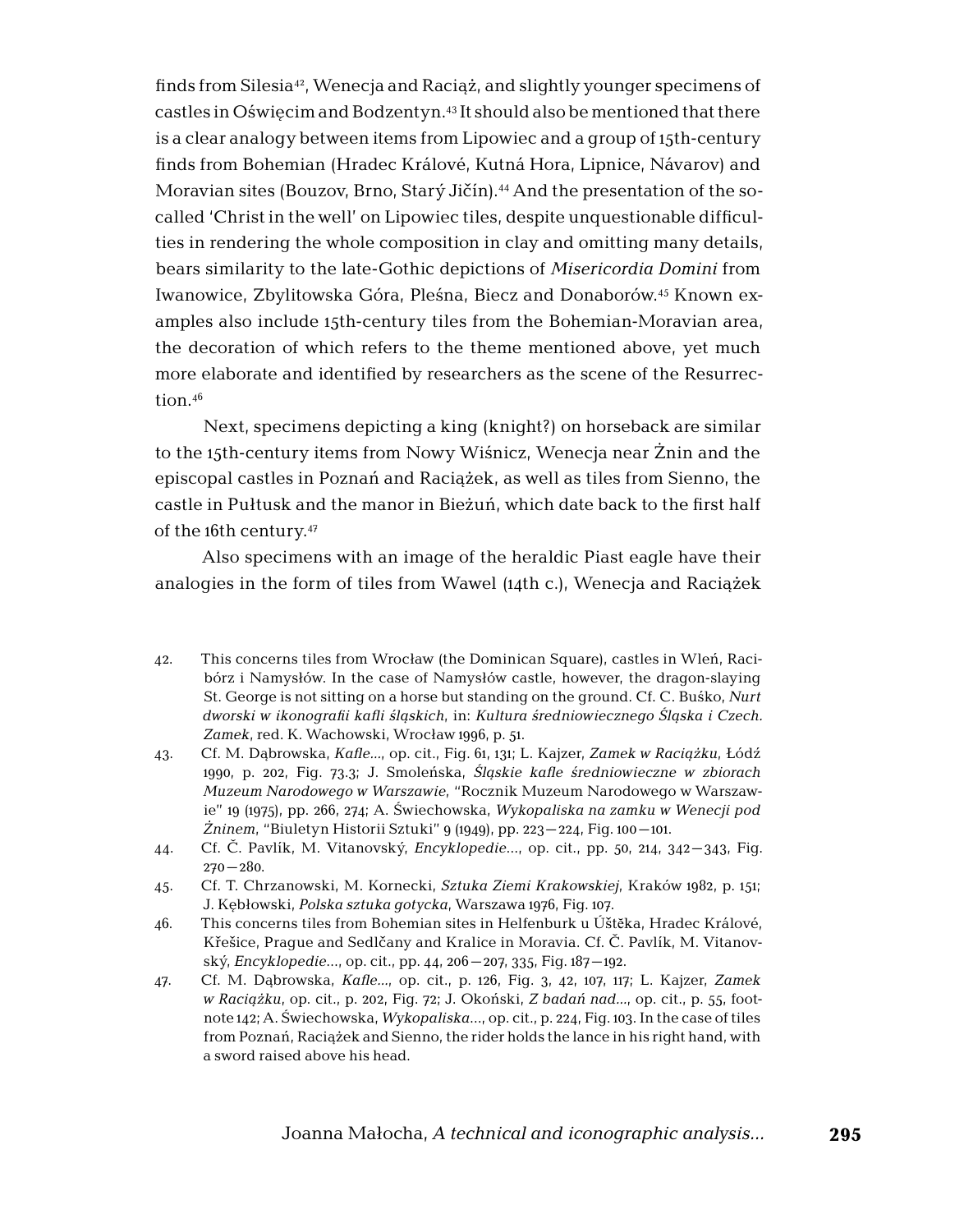finds from Silesia[42], Wenecja and Raciąż, and slightly younger specimens of castles in Oświęcim and Bodzentyn.[43] It should also be mentioned that there is a clear analogy between items from Lipowiec and a group of 15th-century finds from Bohemian (Hradec Králové, Kutná Hora, Lipnice, Návarov) and Moravian sites (Bouzov, Brno, Starý Jičín).[44] And the presentation of the so-called 'Christ in the well' on Lipowiec tiles, despite unquestionable difficulties in rendering the whole composition in clay and omitting many details, bears similarity to the late-Gothic depictions of *Misericordia Domini* from Iwanowice, Zbylitowska Góra, Pleśna, Biecz and Donaborów.[45] Known examples also include 15th-century tiles from the Bohemian-Moravian area, the decoration of which refers to the theme mentioned above, yet much more elaborate and identified by researchers as the scene of the Resurrection.[46]

Next, specimens depicting a king (knight?) on horseback are similar to the 15th-century items from Nowy Wiśnicz, Wenecja near Żnin and the episcopal castles in Poznań and Raciążek, as well as tiles from Sienno, the castle in Pułtusk and the manor in Bieżuń, which date back to the first half of the 16th century.[47]

Also specimens with an image of the heraldic Piast eagle have their analogies in the form of tiles from Wawel (14th c.), Wenecja and Raciążek

42. This concerns tiles from Wrocław (the Dominican Square), castles in Wleń, Racibórz i Namysłów. In the case of Namysłów castle, however, the dragon-slaying St. George is not sitting on a horse but standing on the ground. Cf. C. Buśko, *Nurt dworski w ikonografii kafli śląskich*, in: *Kultura średniowiecznego Śląska i Czech. Zamek*, red. K. Wachowski, Wrocław 1996, p. 51.
43. Cf. M. Dąbrowska, *Kafle...*, op. cit., Fig. 61, 131; L. Kajzer, *Zamek w Raciążku*, Łódź 1990, p. 202, Fig. 73.3; J. Smoleńska, *Śląskie kafle średniowieczne w zbiorach Muzeum Narodowego w Warszawie*, "Rocznik Muzeum Narodowego w Warszawie" 19 (1975), pp. 266, 274; A. Świechowska, *Wykopaliska na zamku w Wenecji pod Żninem*, "Biuletyn Historii Sztuki" 9 (1949), pp. 223–224, Fig. 100–101.
44. Cf. Č. Pavlík, M. Vitanovský, *Encyklopedie...*, op. cit., pp. 50, 214, 342–343, Fig. 270–280.
45. Cf. T. Chrzanowski, M. Kornecki, *Sztuka Ziemi Krakowskiej*, Kraków 1982, p. 151; J. Kębłowski, *Polska sztuka gotycka*, Warszawa 1976, Fig. 107.
46. This concerns tiles from Bohemian sites in Helfenburk u Úštěka, Hradec Králové, Křešice, Prague and Sedlčany and Kralice in Moravia. Cf. Č. Pavlík, M. Vitanovský, *Encyklopedie...*, op. cit., pp. 44, 206–207, 335, Fig. 187–192.
47. Cf. M. Dąbrowska, *Kafle...*, op. cit., p. 126, Fig. 3, 42, 107, 117; L. Kajzer, *Zamek w Raciążku*, op. cit., p. 202, Fig. 72; J. Okoński, *Z badań nad...*, op. cit., p. 55, footnote 142; A. Świechowska, *Wykopaliska...*, op. cit., p. 224, Fig. 103. In the case of tiles from Poznań, Raciążek and Sienno, the rider holds the lance in his right hand, with a sword raised above his head.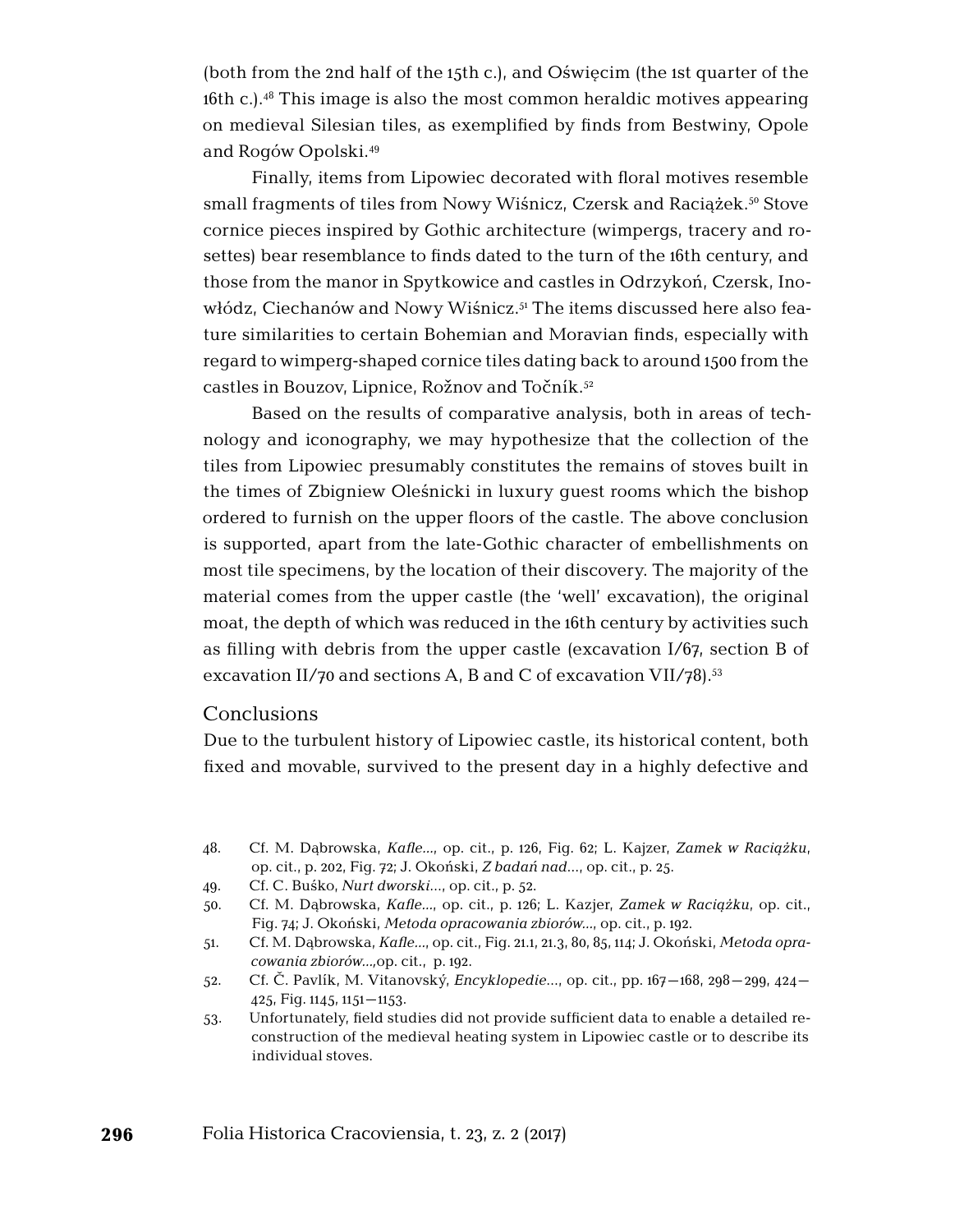(both from the 2nd half of the 15th c.), and Oświęcim (the 1st quarter of the 16th c.).[48] This image is also the most common heraldic motives appearing on medieval Silesian tiles, as exemplified by finds from Bestwiny, Opole and Rogów Opolski.[49]

Finally, items from Lipowiec decorated with floral motives resemble small fragments of tiles from Nowy Wiśnicz, Czersk and Raciążek.[50] Stove cornice pieces inspired by Gothic architecture (wimpergs, tracery and rosettes) bear resemblance to finds dated to the turn of the 16th century, and those from the manor in Spytkowice and castles in Odrzykoń, Czersk, Inowłódz, Ciechanów and Nowy Wiśnicz.[51] The items discussed here also feature similarities to certain Bohemian and Moravian finds, especially with regard to wimperg-shaped cornice tiles dating back to around 1500 from the castles in Bouzov, Lipnice, Rožnov and Točník.[52]

Based on the results of comparative analysis, both in areas of technology and iconography, we may hypothesize that the collection of the tiles from Lipowiec presumably constitutes the remains of stoves built in the times of Zbigniew Oleśnicki in luxury guest rooms which the bishop ordered to furnish on the upper floors of the castle. The above conclusion is supported, apart from the late-Gothic character of embellishments on most tile specimens, by the location of their discovery. The majority of the material comes from the upper castle (the 'well' excavation), the original moat, the depth of which was reduced in the 16th century by activities such as filling with debris from the upper castle (excavation I/67, section B of excavation II/70 and sections A, B and C of excavation VII/78).[53]

## Conclusions

Due to the turbulent history of Lipowiec castle, its historical content, both fixed and movable, survived to the present day in a highly defective and

48. Cf. M. Dąbrowska, *Kafle...*, op. cit., p. 126, Fig. 62; L. Kajzer, *Zamek w Raciążku*, op. cit., p. 202, Fig. 72; J. Okoński, *Z badań nad...*, op. cit., p. 25.
49. Cf. C. Buśko, *Nurt dworski...*, op. cit., p. 52.
50. Cf. M. Dąbrowska, *Kafle...*, op. cit., p. 126; L. Kazjer, *Zamek w Raciążku*, op. cit., Fig. 74; J. Okoński, *Metoda opracowania zbiorów...*, op. cit., p. 192.
51. Cf. M. Dąbrowska, *Kafle...*, op. cit., Fig. 21.1, 21.3, 80, 85, 114; J. Okoński, *Metoda opracowania zbiorów...*,op. cit., p. 192.
52. Cf. Č. Pavlík, M. Vitanovský, *Encyklopedie...*, op. cit., pp. 167–168, 298–299, 424–425, Fig. 1145, 1151–1153.
53. Unfortunately, field studies did not provide sufficient data to enable a detailed reconstruction of the medieval heating system in Lipowiec castle or to describe its individual stoves.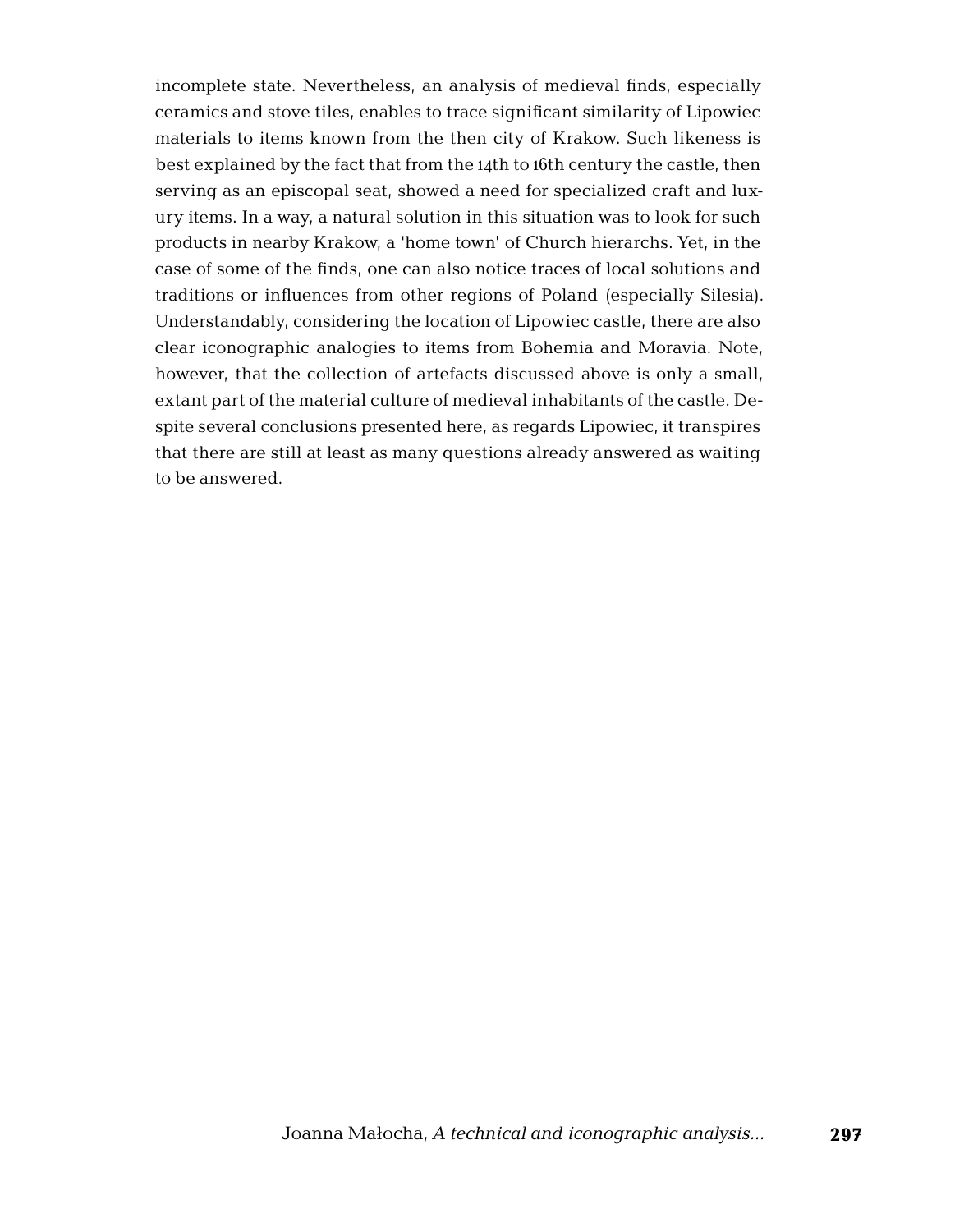incomplete state. Nevertheless, an analysis of medieval finds, especially ceramics and stove tiles, enables to trace significant similarity of Lipowiec materials to items known from the then city of Krakow. Such likeness is best explained by the fact that from the 14th to 16th century the castle, then serving as an episcopal seat, showed a need for specialized craft and luxury items. In a way, a natural solution in this situation was to look for such products in nearby Krakow, a 'home town' of Church hierarchs. Yet, in the case of some of the finds, one can also notice traces of local solutions and traditions or influences from other regions of Poland (especially Silesia). Understandably, considering the location of Lipowiec castle, there are also clear iconographic analogies to items from Bohemia and Moravia. Note, however, that the collection of artefacts discussed above is only a small, extant part of the material culture of medieval inhabitants of the castle. Despite several conclusions presented here, as regards Lipowiec, it transpires that there are still at least as many questions already answered as waiting to be answered.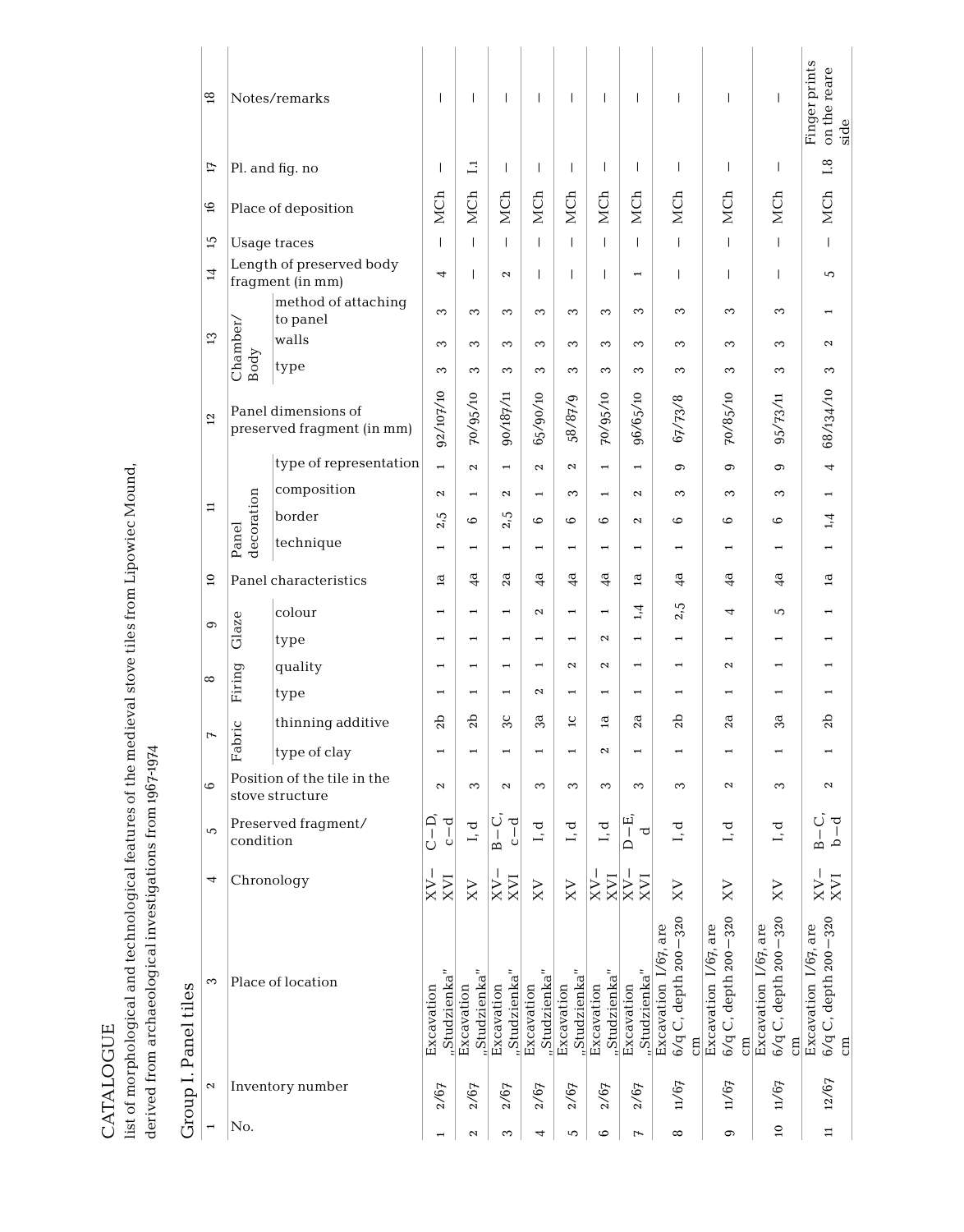# CATALOGUE

list of morphological and technological features of the medieval stove tiles from Lipowiec Mound, derived from archaeological investigations from 1967-1974

## Group I. Panel tiles

| 1 | 2 | 3 | 4 | 5 | 6 | 7 | | 8 | | 9 | | 10 | 11 | | | | 12 | 13 | | | 14 | 15 | 16 | 17 | 18 |
|---|---|---|---|---|---|---|---|---|---|---|---|---|---|---|---|---|---|---|---|---|---|---|---|---|---|
| No. | Inventory number | Place of location | Chronology | Preserved fragment/ condition | Position of the tile in the stove structure | Fabric | | Firing | | Glaze | | Panel characteristics | Panel decoration | | | | Panel dimensions of preserved fragment (in mm) | Chamber/ Body | | | Length of preserved body fragment (in mm) | Usage traces | Place of deposition | Pl. and fig. no | Notes/remarks |
| | | | | | | type of clay | thinning additive | type | quality | type | colour | | technique | border | composition | type of representation | | type | walls | method of attaching to panel | | | | | |
| 1 | 2/67 | Excavation „Studzienka" | XV–XVI | C–D, c–d | 2 | 1 | 2b | 1 | 1 | 1 | 1 | 1a | 1 | 2,5 | 2 | 1 | 92/107/10 | 3 | 3 | 3 | 4 | – | MCh | – | – |
| 2 | 2/67 | Excavation „Studzienka" | XV | I, d | 3 | 1 | 2b | 1 | 1 | 1 | 1 | 4a | 1 | 6 | 1 | 2 | 70/95/10 | 3 | 3 | 3 | – | – | MCh | I.1 | – |
| 3 | 2/67 | Excavation „Studzienka" | XV–XVI | B–C, c–d | 2 | 1 | 3c | 1 | 1 | 1 | 1 | 2a | 1 | 2,5 | 2 | 1 | 90/187/11 | 3 | 3 | 3 | 2 | – | MCh | – | – |
| 4 | 2/67 | Excavation „Studzienka" | XV | I, d | 3 | 1 | 3a | 2 | 1 | 1 | 2 | 4a | 1 | 6 | 1 | 2 | 65/90/10 | 3 | 3 | 3 | – | – | MCh | – | – |
| 5 | 2/67 | Excavation „Studzienka" | XV | I, d | 3 | 1 | 1c | 1 | 2 | 1 | 1 | 4a | 1 | 6 | 3 | 2 | 58/87/9 | 3 | 3 | 3 | – | – | MCh | – | – |
| 6 | 2/67 | Excavation „Studzienka" | XV–XVI | I, d | 3 | 2 | 1a | 1 | 2 | 2 | 1 | 4a | 1 | 6 | 1 | 1 | 70/95/10 | 3 | 3 | 3 | – | – | MCh | – | – |
| 7 | 2/67 | Excavation „Studzienka" | XV–XVI | D–E, d | 3 | 1 | 2a | 1 | 1 | 1 | 1,4 | 1a | 1 | 2 | 2 | 1 | 96/65/10 | 3 | 3 | 3 | 1 | – | MCh | – | – |
| 8 | 11/67 | Excavation I/67, are 6/q C, depth 200–320 cm | XV | I, d | 3 | 1 | 2b | 1 | 1 | 1 | 2,5 | 4a | 1 | 6 | 3 | 9 | 67/73/8 | 3 | 3 | 3 | – | – | MCh | – | – |
| 9 | 11/67 | Excavation I/67, are 6/q C, depth 200–320 cm | XV | I, d | 2 | 1 | 2a | 1 | 2 | 1 | 4 | 4a | 1 | 6 | 3 | 9 | 70/85/10 | 3 | 3 | 3 | – | – | MCh | – | – |
| 10 | 11/67 | Excavation I/67, are 6/q C, depth 200–320 cm | XV | I, d | 3 | 1 | 3a | 1 | 1 | 1 | 5 | 4a | 1 | 6 | 3 | 9 | 95/73/11 | 3 | 3 | 3 | – | – | MCh | – | – |
| 11 | 12/67 | Excavation I/67, are 6/q C, depth 200–320 cm | XV–XVI | B–C, b–d | 2 | 1 | 2b | 1 | 1 | 1 | 1 | 1a | 1 | 1,4 | 1 | 4 | 68/134/10 | 3 | 2 | 1 | 5 | – | MCh | I.8 | Finger prints on the reare side |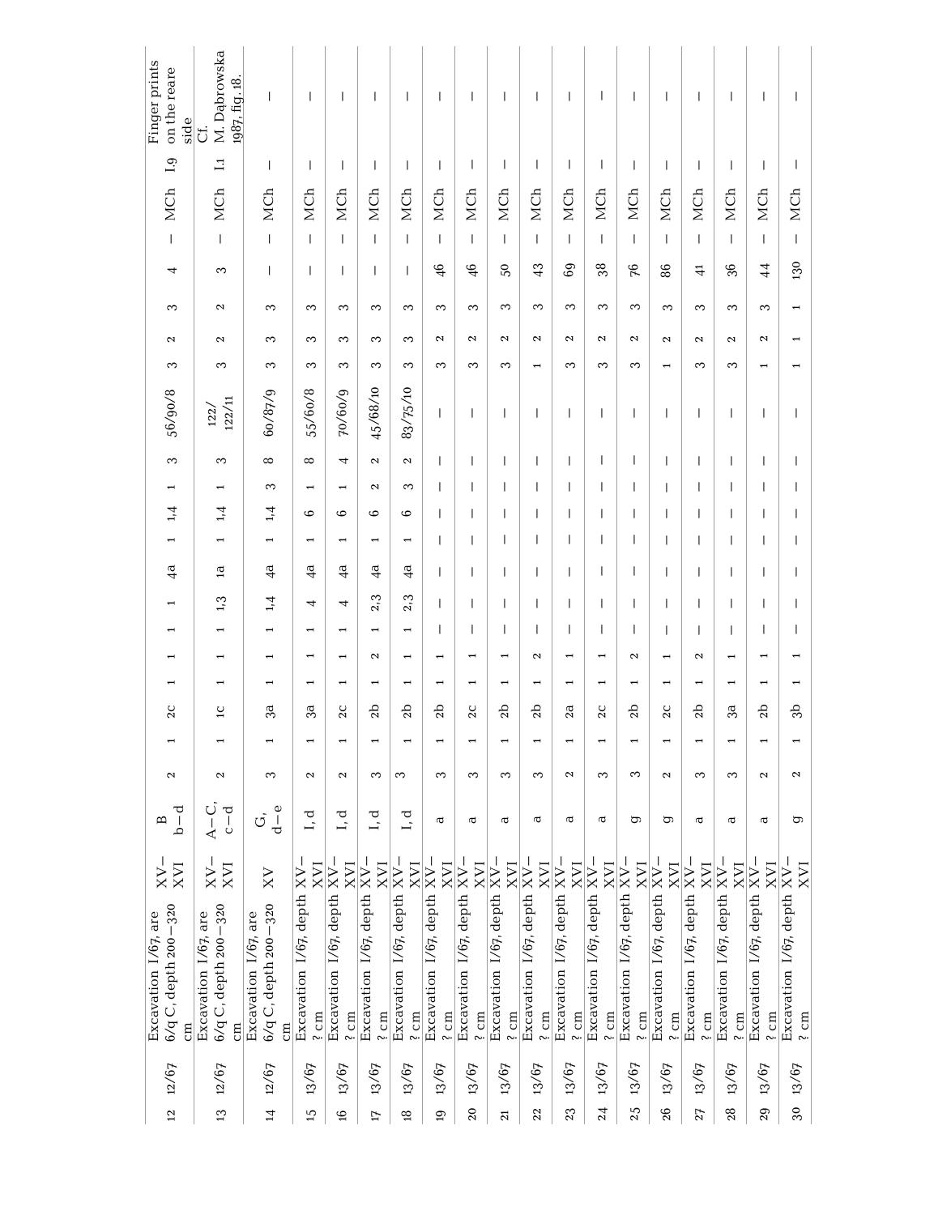| | | | | | | | | | | | | | | | | | | | | | | | | | |
|---|---|---|---|---|---|---|---|---|---|---|---|---|---|---|---|---|---|---|---|---|---|---|---|---|---|
| 12 | 12/67 | Excavation I/67, are 6/q C, depth 200–320 cm | XV–XVI | B b–d | 2 | 1 | 2c | 1 | 1 | 1 | 1 | 4a | 1 | 1,4 | 1 | 3 | 56/90/8 | 3 | 2 | 3 | 4 | – | MCh | I.9 | Finger prints on the reare side |
| 13 | 12/67 | Excavation I/67, are 6/q C, depth 200–320 cm | XV–XVI | A–C, c–d | 2 | 1 | 1c | 1 | 1 | 1 | 1,3 | 1a | 1 | 1,4 | 1 | 3 | 122/122/11 | 3 | 2 | 2 | 3 | – | MCh | I.1 | Cf. M. Dąbrowska 1987, fig. 18. |
| 14 | 12/67 | Excavation I/67, are 6/q C, depth 200–320 cm | XV | G, d–e | 3 | 1 | 3a | 1 | 1 | 1 | 1,4 | 4a | 1 | 1,4 | 3 | 8 | 60/87/9 | 3 | 3 | 3 | – | – | MCh | – | – |
| 15 | 13/67 | Excavation I/67, depth ? cm | XV–XVI | I, d | 2 | 1 | 3a | 1 | 1 | 1 | 4 | 4a | 1 | 6 | 1 | 8 | 55/60/8 | 3 | 3 | 3 | – | – | MCh | – | – |
| 16 | 13/67 | Excavation I/67, depth ? cm | XV–XVI | I, d | 2 | 1 | 2c | 1 | 1 | 1 | 4 | 4a | 1 | 6 | 1 | 4 | 70/60/9 | 3 | 3 | 3 | – | – | MCh | – | – |
| 17 | 13/67 | Excavation I/67, depth ? cm | XV–XVI | I, d | 3 | 1 | 2b | 1 | 2 | 1 | 2,3 | 4a | 1 | 6 | 2 | 2 | 45/68/10 | 3 | 3 | 3 | – | – | MCh | – | – |
| 18 | 13/67 | Excavation I/67, depth ? cm | XV–XVI | I, d | 3 | 1 | 2b | 1 | 1 | 1 | 2,3 | 4a | 1 | 6 | 3 | 2 | 83/75/10 | 3 | 3 | 3 | – | – | MCh | – | – |
| 19 | 13/67 | Excavation I/67, depth ? cm | XV–XVI | a | 3 | 1 | 2b | 1 | 1 | – | – | – | – | – | – | – | – | 3 | 2 | 3 | 46 | – | MCh | – | – |
| 20 | 13/67 | Excavation I/67, depth ? cm | XV–XVI | a | 3 | 1 | 2c | 1 | 1 | – | – | – | – | – | – | – | – | 3 | 2 | 3 | 46 | – | MCh | – | – |
| 21 | 13/67 | Excavation I/67, depth ? cm | XV–XVI | a | 3 | 1 | 2b | 1 | 1 | – | – | – | – | – | – | – | – | 3 | 2 | 3 | 50 | – | MCh | – | – |
| 22 | 13/67 | Excavation I/67, depth ? cm | XV–XVI | a | 3 | 1 | 2b | 1 | 2 | – | – | – | – | – | – | – | – | 1 | 2 | 3 | 43 | – | MCh | – | – |
| 23 | 13/67 | Excavation I/67, depth ? cm | XV–XVI | a | 2 | 1 | 2a | 1 | 1 | – | – | – | – | – | – | – | – | 3 | 2 | 3 | 69 | – | MCh | – | – |
| 24 | 13/67 | Excavation I/67, depth ? cm | XV–XVI | a | 3 | 1 | 2c | 1 | 1 | – | – | – | – | – | – | – | – | 3 | 2 | 3 | 38 | – | MCh | – | – |
| 25 | 13/67 | Excavation I/67, depth ? cm | XV–XVI | g | 3 | 1 | 2b | 1 | 2 | – | – | – | – | – | – | – | – | 3 | 2 | 3 | 76 | – | MCh | – | – |
| 26 | 13/67 | Excavation I/67, depth ? cm | XV–XVI | g | 2 | 1 | 2c | 1 | 1 | – | – | – | – | – | – | – | – | 1 | 2 | 3 | 86 | – | MCh | – | – |
| 27 | 13/67 | Excavation I/67, depth ? cm | XV–XVI | a | 3 | 1 | 2b | 1 | 2 | – | – | – | – | – | – | – | – | 3 | 2 | 3 | 41 | – | MCh | – | – |
| 28 | 13/67 | Excavation I/67, depth ? cm | XV–XVI | a | 3 | 1 | 3a | 1 | 1 | – | – | – | – | – | – | – | – | 3 | 2 | 3 | 36 | – | MCh | – | – |
| 29 | 13/67 | Excavation I/67, depth ? cm | XV–XVI | a | 2 | 1 | 2b | 1 | 1 | – | – | – | – | – | – | – | – | 1 | 2 | 3 | 44 | – | MCh | – | – |
| 30 | 13/67 | Excavation I/67, depth ? cm | XV–XVI | g | 2 | 1 | 3b | 1 | 1 | – | – | – | – | – | – | – | – | 1 | 1 | 1 | 130 | – | MCh | – | – |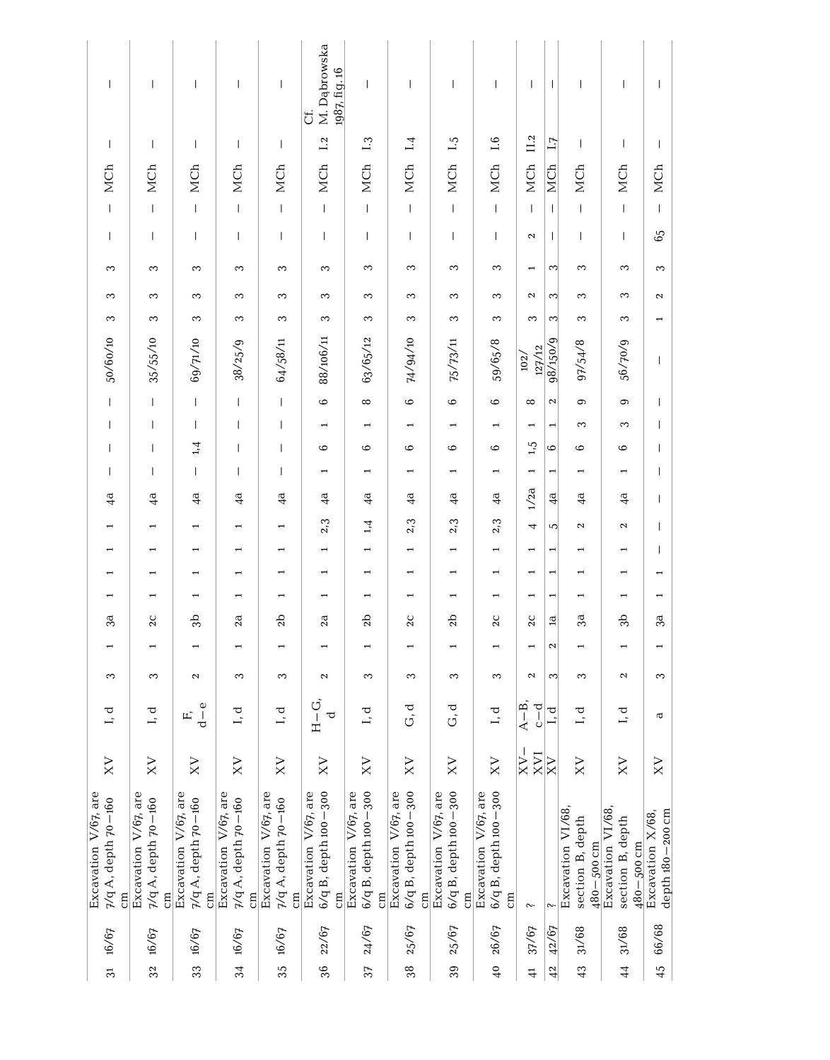| | | | | | | | | | | | | | | | | | | | | | | | | | |
|---|---|---|---|---|---|---|---|---|---|---|---|---|---|---|---|---|---|---|---|---|---|---|---|---|---|
| 31 | 16/67 | Excavation V/67, are 7/q A, depth 70–160 cm | XV | I, d | 3 | 1 | 3a | 1 | 1 | 1 | 1 | 4a | – | – | – | – | 50/60/10 | 3 | 3 | 3 | – | – | MCh | – | – |
| 32 | 16/67 | Excavation V/67, are 7/q A, depth 70–160 cm | XV | I, d | 3 | 1 | 2c | 1 | 1 | 1 | 1 | 4a | – | – | – | – | 35/55/10 | 3 | 3 | 3 | – | – | MCh | – | – |
| 33 | 16/67 | Excavation V/67, are 7/q A, depth 70–160 cm | XV | F, d–e | 2 | 1 | 3b | 1 | 1 | 1 | 1 | 4a | – | 1,4 | – | – | 69/71/10 | 3 | 3 | 3 | – | – | MCh | – | – |
| 34 | 16/67 | Excavation V/67, are 7/q A, depth 70–160 cm | XV | I, d | 3 | 1 | 2a | 1 | 1 | 1 | 1 | 4a | – | – | – | – | 38/25/9 | 3 | 3 | 3 | – | – | MCh | – | – |
| 35 | 16/67 | Excavation V/67, are 7/q A, depth 70–160 cm | XV | I, d | 3 | 1 | 2b | 1 | 1 | 1 | 1 | 4a | – | – | – | – | 64/58/11 | 3 | 3 | 3 | – | – | MCh | – | – |
| 36 | 22/67 | Excavation V/67, are 6/q B, depth 100–300 cm | XV | H–G, d | 2 | 1 | 2a | 1 | 1 | 1 | 2,3 | 4a | 1 | 6 | 1 | 6 | 88/106/11 | 3 | 3 | 3 | – | – | MCh | I.2 | Cf. M. Dąbrowska 1987, fig. 16 |
| 37 | 24/67 | Excavation V/67, are 6/q B, depth 100–300 cm | XV | I, d | 3 | 1 | 2b | 1 | 1 | 1 | 1,4 | 4a | 1 | 6 | 1 | 8 | 63/65/12 | 3 | 3 | 3 | – | – | MCh | I.3 | – |
| 38 | 25/67 | Excavation V/67, are 6/q B, depth 100–300 cm | XV | G, d | 3 | 1 | 2c | 1 | 1 | 1 | 2,3 | 4a | 1 | 6 | 1 | 6 | 74/94/10 | 3 | 3 | 3 | – | – | MCh | I.4 | – |
| 39 | 25/67 | Excavation V/67, are 6/q B, depth 100–300 cm | XV | G, d | 3 | 1 | 2b | 1 | 1 | 1 | 2,3 | 4a | 1 | 6 | 1 | 6 | 75/73/11 | 3 | 3 | 3 | – | – | MCh | I.5 | – |
| 40 | 26/67 | Excavation V/67, are 6/q B, depth 100–300 cm | XV | I, d | 3 | 1 | 2c | 1 | 1 | 1 | 2,3 | 4a | 1 | 6 | 1 | 6 | 59/65/8 | 3 | 3 | 3 | – | – | MCh | I.6 | – |
| 41 | 37/67 | ? | XV–XVI | A–B, c–d | 2 | 1 | 2c | 1 | 1 | 1 | 4 | 1/2a | 1 | 1,5 | 1 | 8 | 102/127/12 | 3 | 2 | 1 | 2 | – | MCh | II.2 | – |
| 42 | 42/67 | ? | XV | I, d | 3 | 2 | 1a | 1 | 1 | 1 | 5 | 4a | 1 | 6 | 1 | 2 | 98/150/9 | 3 | 3 | 3 | – | – | MCh | I.7 | – |
| 43 | 31/68 | Excavation VI/68, section B, depth 480–500 cm | XV | I, d | 3 | 1 | 3a | 1 | 1 | 1 | 2 | 4a | 1 | 6 | 3 | 9 | 97/54/8 | 3 | 3 | 3 | – | – | MCh | – | – |
| 44 | 31/68 | Excavation VI/68, section B, depth 480–500 cm | XV | I, d | 2 | 1 | 3b | 1 | 1 | 1 | 2 | 4a | 1 | 6 | 3 | 9 | 56/70/9 | 3 | 3 | 3 | – | – | MCh | – | – |
| 45 | 66/68 | Excavation X/68, depth 180–200 cm | XV | a | 3 | 1 | 3a | 1 | 1 | – | – | – | – | – | – | – | – | 1 | 2 | 3 | 65 | – | MCh | – | – |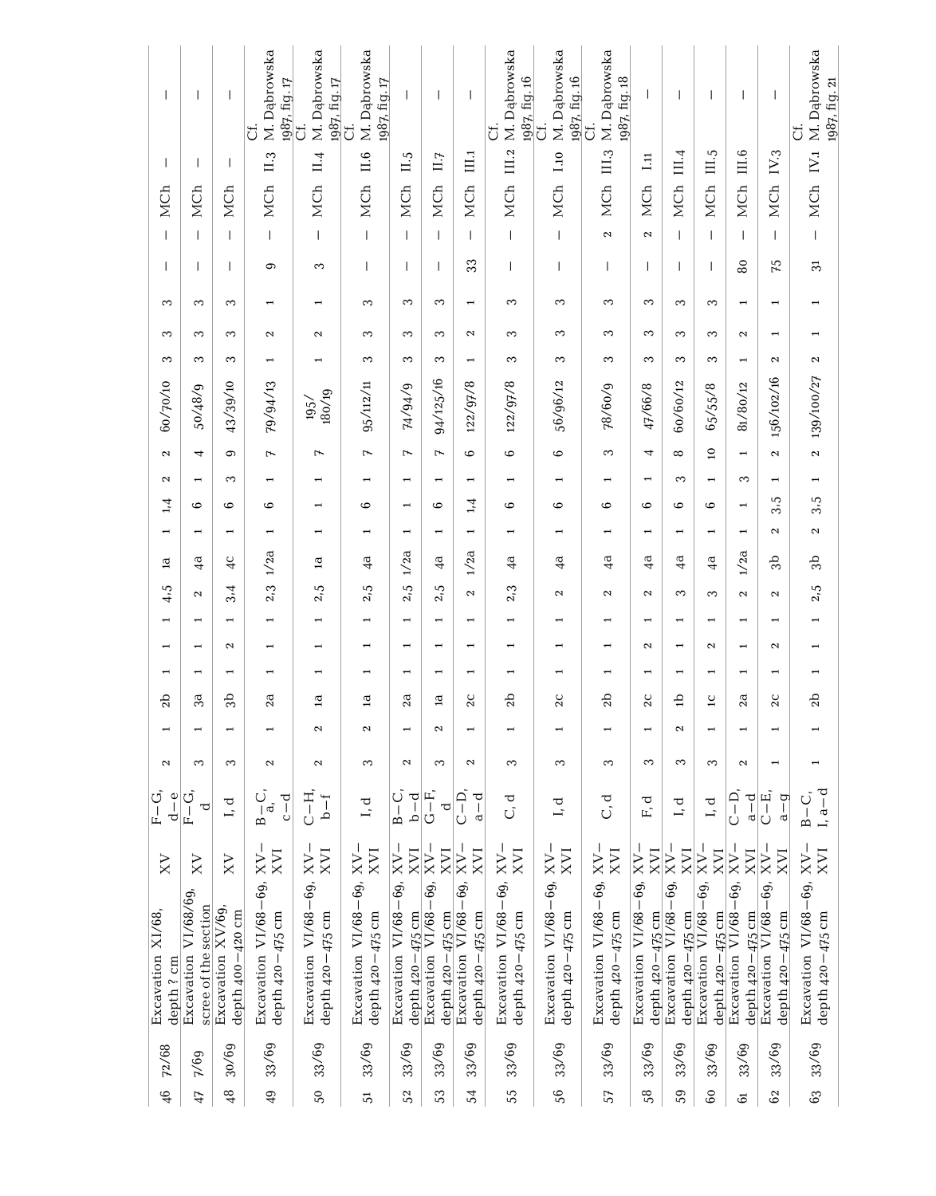| | | | | | | | | | | | | | | | | | | | | | | | | | |
|---|---|---|---|---|---|---|---|---|---|---|---|---|---|---|---|---|---|---|---|---|---|---|---|---|---|
| 46 | 72/68 | Excavation XI/68, depth ? cm | XV | F–G, d–e | 2 | 1 | 2b | 1 | 1 | 1 | 4,5 | 1a | 1 | 1,4 | 2 | 2 | 60/70/10 | 3 | 3 | 3 | – | – | MCh | – | – |
| 47 | 7/69 | Excavation VI/68/69, scree of the section | XV | F–G, d | 3 | 1 | 3a | 1 | 1 | 1 | 2 | 4a | 1 | 6 | 1 | 4 | 50/48/9 | 3 | 3 | 3 | – | – | MCh | – | – |
| 48 | 30/69 | Excavation XV/69, depth 400–420 cm | XV | I, d | 3 | 1 | 3b | 1 | 2 | 1 | 3,4 | 4c | 1 | 6 | 3 | 9 | 43/39/10 | 3 | 3 | 3 | – | – | MCh | – | – |
| 49 | 33/69 | Excavation VI/68–69, depth 420–475 cm | XV–XVI | B–C, a, c–d | 2 | 1 | 2a | 1 | 1 | 1 | 2,3 | 1/2a | 1 | 6 | 1 | 7 | 79/94/13 | 1 | 2 | 1 | 9 | – | MCh | II.3 | Cf. M. Dąbrowska 1987, fig. 17 |
| 50 | 33/69 | Excavation VI/68–69, depth 420–475 cm | XV–XVI | C–H, b–f | 2 | 2 | 1a | 1 | 1 | 1 | 2,5 | 1a | 1 | 1 | 1 | 7 | 195/180/19 | 1 | 2 | 1 | 3 | – | MCh | II.4 | Cf. M. Dąbrowska 1987, fig. 17 |
| 51 | 33/69 | Excavation VI/68–69, depth 420–475 cm | XV–XVI | I, d | 3 | 2 | 1a | 1 | 1 | 1 | 2,5 | 4a | 1 | 6 | 1 | 7 | 95/112/11 | 3 | 3 | 3 | – | – | MCh | II.6 | Cf. M. Dąbrowska 1987, fig. 17 |
| 52 | 33/69 | Excavation VI/68–69, depth 420–475 cm | XV–XVI | B–C, b–d | 2 | 1 | 2a | 1 | 1 | 1 | 2,5 | 1/2a | 1 | 1 | 1 | 7 | 74/94/9 | 3 | 3 | 3 | – | – | MCh | II.5 | – |
| 53 | 33/69 | Excavation VI/68–69, depth 420–475 cm | XV–XVI | G–F, d | 3 | 2 | 1a | 1 | 1 | 1 | 2,5 | 4a | 1 | 6 | 1 | 7 | 94/125/16 | 3 | 3 | 3 | – | – | MCh | II.7 | – |
| 54 | 33/69 | Excavation VI/68–69, depth 420–475 cm | XV–XVI | C–D, a–d | 2 | 1 | 2c | 1 | 1 | 1 | 2 | 1/2a | 1 | 1,4 | 1 | 6 | 122/97/8 | 1 | 2 | 1 | 33 | – | MCh | III.1 | – |
| 55 | 33/69 | Excavation VI/68–69, depth 420–475 cm | XV–XVI | C, d | 3 | 1 | 2b | 1 | 1 | 1 | 2,3 | 4a | 1 | 6 | 1 | 6 | 122/97/8 | 3 | 3 | 3 | – | – | MCh | III.2 | Cf. M. Dąbrowska 1987, fig. 16 |
| 56 | 33/69 | Excavation VI/68–69, depth 420–475 cm | XV–XVI | I, d | 3 | 1 | 2c | 1 | 1 | 1 | 2 | 4a | 1 | 6 | 1 | 6 | 56/96/12 | 3 | 3 | 3 | – | – | MCh | I.10 | Cf. M. Dąbrowska 1987, fig. 16 |
| 57 | 33/69 | Excavation VI/68–69, depth 420–475 cm | XV–XVI | C, d | 3 | 1 | 2b | 1 | 1 | 1 | 2 | 4a | 1 | 6 | 1 | 3 | 78/60/9 | 3 | 3 | 3 | – | 2 | MCh | III.3 | Cf. M. Dąbrowska 1987, fig. 18 |
| 58 | 33/69 | Excavation VI/68–69, depth 420–475 cm | XV–XVI | F, d | 3 | 1 | 2c | 1 | 2 | 1 | 2 | 4a | 1 | 6 | 1 | 4 | 47/66/8 | 3 | 3 | 3 | – | 2 | MCh | I.11 | – |
| 59 | 33/69 | Excavation VI/68–69, depth 420–475 cm | XV–XVI | I, d | 3 | 2 | 1b | 1 | 1 | 1 | 3 | 4a | 1 | 6 | 3 | 8 | 60/60/12 | 3 | 3 | 3 | – | – | MCh | III.4 | – |
| 60 | 33/69 | Excavation VI/68–69, depth 420–475 cm | XV–XVI | I, d | 3 | 1 | 1c | 1 | 2 | 1 | 3 | 4a | 1 | 6 | 1 | 10 | 65/55/8 | 3 | 3 | 3 | – | – | MCh | III.5 | – |
| 61 | 33/69 | Excavation VI/68–69, depth 420–475 cm | XV–XVI | C–D, a–d | 2 | 1 | 2a | 1 | 1 | 1 | 2 | 1/2a | 1 | 1 | 3 | 1 | 81/80/12 | 1 | 2 | 1 | 80 | – | MCh | III.6 | – |
| 62 | 33/69 | Excavation VI/68–69, depth 420–475 cm | XV–XVI | C–E, a–g | 1 | 1 | 2c | 1 | 2 | 1 | 2 | 3b | 2 | 3,5 | 1 | 2 | 156/102/16 | 2 | 1 | 1 | 75 | – | MCh | IV.3 | – |
| 63 | 33/69 | Excavation VI/68–69, depth 420–475 cm | XV–XVI | B–C, I, a–d | 1 | 1 | 2b | 1 | 1 | 1 | 2,5 | 3b | 2 | 3,5 | 1 | 2 | 139/100/27 | 2 | 1 | 1 | 31 | – | MCh | IV.1 | Cf. M. Dąbrowska 1987, fig. 21 |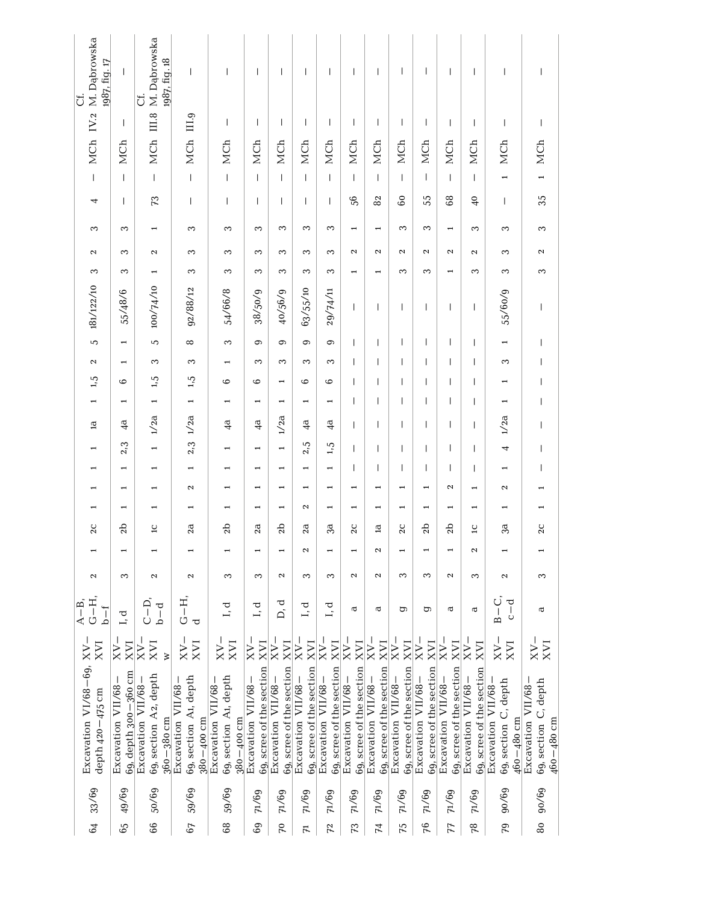| | | | | | | | | | | | | | | | | | | | | | | | | | |
|---|---|---|---|---|---|---|---|---|---|---|---|---|---|---|---|---|---|---|---|---|---|---|---|---|---|
| 64 | 33/69 | Excavation VI/68–69, depth 420–475 cm | XV–XVI | A–B, G–H, b–f | 2 | 1 | 2c | 1 | 1 | 1 | 1 | 1a | 1 | 1,5 | 2 | 5 | 181/122/10 | 3 | 2 | 3 | 4 | – | MCh | IV.2 | Cf. M. Dąbrowska 1987, fig. 17 |
| 65 | 49/69 | Excavation VII/68–69, depth 300–360 cm | XV–XVI | I, d | 3 | 1 | 2b | 1 | 1 | 1 | 2,3 | 4a | 1 | 6 | 1 | 1 | 55/48/6 | 3 | 3 | 3 | – | – | MCh | – | – |
| 66 | 50/69 | Excavation VII/68–69, section A2, depth 360–380 cm | XV–XVI w | C–D, b–d | 2 | 1 | 1c | 1 | 1 | 1 | 1 | 1/2a | 1 | 1,5 | 3 | 5 | 100/74/10 | 1 | 2 | 1 | 73 | – | MCh | III.8 | Cf. M. Dąbrowska 1987, fig. 18 |
| 67 | 59/69 | Excavation VII/68–69, section A1, depth 380–400 cm | XV–XVI | G–H, d | 2 | 1 | 2a | 1 | 2 | 1 | 2,3 | 1/2a | 1 | 1,5 | 3 | 8 | 92/88/12 | 3 | 3 | 3 | – | – | MCh | III.9 | – |
| 68 | 59/69 | Excavation VII/68–69, section A1, depth 380–400 cm | XV–XVI | I, d | 3 | 1 | 2b | 1 | 1 | 1 | 1 | 4a | 1 | 6 | 1 | 3 | 54/66/8 | 3 | 3 | 3 | – | – | MCh | – | – |
| 69 | 71/69 | Excavation VII/68–69, scree of the section | XV–XVI | I, d | 3 | 1 | 2a | 1 | 1 | 1 | 1 | 4a | 1 | 6 | 3 | 9 | 38/50/9 | 3 | 3 | 3 | – | – | MCh | – | – |
| 70 | 71/69 | Excavation VII/68–69, scree of the section | XV–XVI | D, d | 2 | 1 | 2b | 1 | 1 | 1 | 1 | 1/2a | 1 | 1 | 3 | 9 | 40/56/9 | 3 | 3 | 3 | – | – | MCh | – | – |
| 71 | 71/69 | Excavation VII/68–69, scree of the section | XV–XVI | I, d | 3 | 2 | 2a | 2 | 1 | 1 | 2,5 | 4a | 1 | 6 | 3 | 9 | 63/55/10 | 3 | 3 | 3 | – | – | MCh | – | – |
| 72 | 71/69 | Excavation VII/68–69, scree of the section | XV–XVI | I, d | 3 | 1 | 3a | 1 | 1 | 1 | 1,5 | 4a | 1 | 6 | 3 | 9 | 29/74/11 | 3 | 3 | 3 | – | – | MCh | – | – |
| 73 | 71/69 | Excavation VII/68–69, scree of the section | XV–XVI | a | 2 | 1 | 2c | 1 | 1 | – | – | – | – | – | – | – | – | 1 | 2 | 1 | 56 | – | MCh | – | – |
| 74 | 71/69 | Excavation VII/68–69, scree of the section | XV–XVI | a | 2 | 2 | 1a | 1 | 1 | – | – | – | – | – | – | – | – | 1 | 2 | 1 | 82 | – | MCh | – | – |
| 75 | 71/69 | Excavation VII/68–69, scree of the section | XV–XVI | g | 3 | 1 | 2c | 1 | 1 | – | – | – | – | – | – | – | – | 3 | 2 | 3 | 60 | – | MCh | – | – |
| 76 | 71/69 | Excavation VII/68–69, scree of the section | XV–XVI | g | 3 | 1 | 2b | 1 | 1 | – | – | – | – | – | – | – | – | 3 | 2 | 3 | 55 | – | MCh | – | – |
| 77 | 71/69 | Excavation VII/68–69, scree of the section | XV–XVI | a | 2 | 1 | 2b | 1 | 2 | – | – | – | – | – | – | – | – | 1 | 2 | 1 | 68 | – | MCh | – | – |
| 78 | 71/69 | Excavation VII/68–69, scree of the section | XV–XVI | a | 3 | 2 | 1c | 1 | 1 | – | – | – | – | – | – | – | – | 3 | 2 | 3 | 40 | – | MCh | – | – |
| 79 | 90/69 | Excavation VII/68–69, section C, depth 460–480 cm | XV–XVI | B–C, c–d | 2 | 1 | 3a | 1 | 2 | 1 | 4 | 1/2a | 1 | 1 | 3 | 1 | 55/60/9 | 3 | 3 | 3 | – | 1 | MCh | – | – |
| 80 | 90/69 | Excavation VII/68–69, section C, depth 460–480 cm | XV–XVI | a | 3 | 1 | 2c | 1 | 1 | – | – | – | – | – | – | – | – | 3 | 2 | 3 | 35 | 1 | MCh | – | – |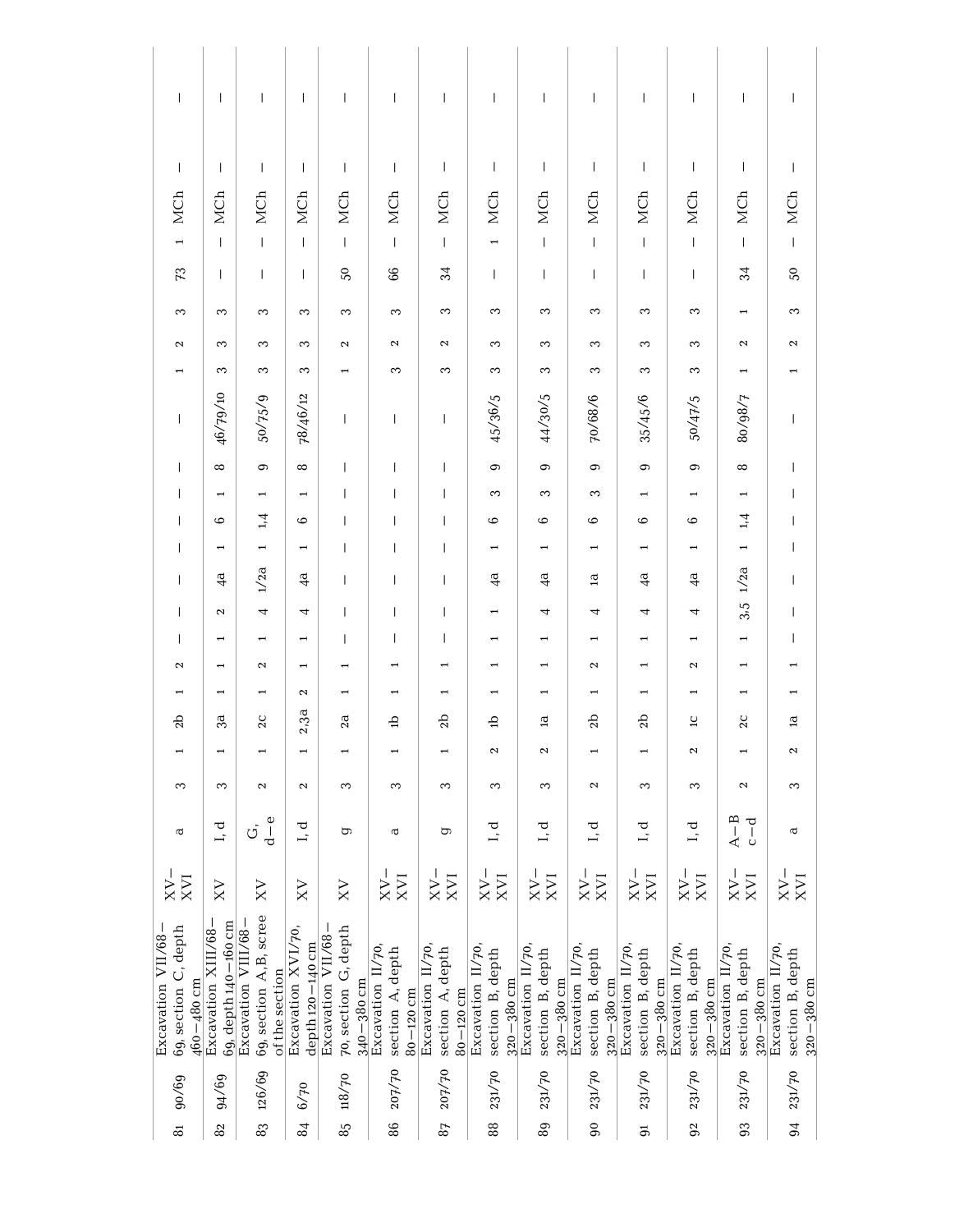| | | | | | | | | | | | | | | | | | | | | | | | | | |
|---|---|---|---|---|---|---|---|---|---|---|---|---|---|---|---|---|---|---|---|---|---|---|---|---|---|
| 81 | 90/69 | Excavation VII/68–69, section C, depth 460–480 cm | XV–XVI | a | 3 | 1 | 2b | 1 | 2 | – | – | – | – | – | – | – | – | 1 | 2 | 3 | 73 | 1 | MCh | – | – |
| 82 | 94/69 | Excavation XIII/68–69, depth 140–160 cm | XV | I, d | 3 | 1 | 3a | 1 | 1 | 1 | 2 | 4a | 1 | 6 | 1 | 8 | 46/79/10 | 3 | 3 | 3 | – | – | MCh | – | – |
| 83 | 126/69 | Excavation VIII/68–69, section A,B, scree of the section | XV | G, d–e | 2 | 1 | 2c | 1 | 2 | 1 | 4 | 1/2a | 1 | 1,4 | 1 | 9 | 50/75/9 | 3 | 3 | 3 | – | – | MCh | – | – |
| 84 | 6/70 | Excavation XVI/70, depth 120–140 cm | XV | I, d | 2 | 1 | 2,3a | 2 | 1 | 1 | 4 | 4a | 1 | 6 | 1 | 8 | 78/46/12 | 3 | 3 | 3 | – | – | MCh | – | – |
| 85 | 118/70 | Excavation VII/68–70, section G, depth 340–380 cm | XV | g | 3 | 1 | 2a | 1 | 1 | – | – | – | – | – | – | – | – | 1 | 2 | 3 | 50 | – | MCh | – | – |
| 86 | 207/70 | Excavation II/70, section A, depth 80–120 cm | XV–XVI | a | 3 | 1 | 1b | 1 | 1 | – | – | – | – | – | – | – | – | 3 | 2 | 3 | 66 | – | MCh | – | – |
| 87 | 207/70 | Excavation II/70, section A, depth 80–120 cm | XV–XVI | g | 3 | 1 | 2b | 1 | 1 | – | – | – | – | – | – | – | – | 3 | 2 | 3 | 34 | – | MCh | – | – |
| 88 | 231/70 | Excavation II/70, section B, depth 320–380 cm | XV–XVI | I, d | 3 | 2 | 1b | 1 | 1 | 1 | 1 | 4a | 1 | 6 | 3 | 9 | 45/36/5 | 3 | 3 | 3 | – | 1 | MCh | – | – |
| 89 | 231/70 | Excavation II/70, section B, depth 320–380 cm | XV–XVI | I, d | 3 | 2 | 1a | 1 | 1 | 1 | 4 | 4a | 1 | 6 | 3 | 9 | 44/30/5 | 3 | 3 | 3 | – | – | MCh | – | – |
| 90 | 231/70 | Excavation II/70, section B, depth 320–380 cm | XV–XVI | I, d | 2 | 1 | 2b | 1 | 2 | 1 | 4 | 1a | 1 | 6 | 3 | 9 | 70/68/6 | 3 | 3 | 3 | – | – | MCh | – | – |
| 91 | 231/70 | Excavation II/70, section B, depth 320–380 cm | XV–XVI | I, d | 3 | 1 | 2b | 1 | 1 | 1 | 4 | 4a | 1 | 6 | 1 | 9 | 35/45/6 | 3 | 3 | 3 | – | – | MCh | – | – |
| 92 | 231/70 | Excavation II/70, section B, depth 320–380 cm | XV–XVI | I, d | 3 | 2 | 1c | 1 | 2 | 1 | 4 | 4a | 1 | 6 | 1 | 9 | 50/47/5 | 3 | 3 | 3 | – | – | MCh | – | – |
| 93 | 231/70 | Excavation II/70, section B, depth 320–380 cm | XV–XVI | A–B c–d | 2 | 1 | 2c | 1 | 1 | 1 | 3,5 | 1/2a | 1 | 1,4 | 1 | 8 | 80/98/7 | 1 | 2 | 1 | 34 | – | MCh | – | – |
| 94 | 231/70 | Excavation II/70, section B, depth 320–380 cm | XV–XVI | a | 3 | 2 | 1a | 1 | 1 | – | – | – | – | – | – | – | – | 1 | 2 | 3 | 50 | – | MCh | – | – |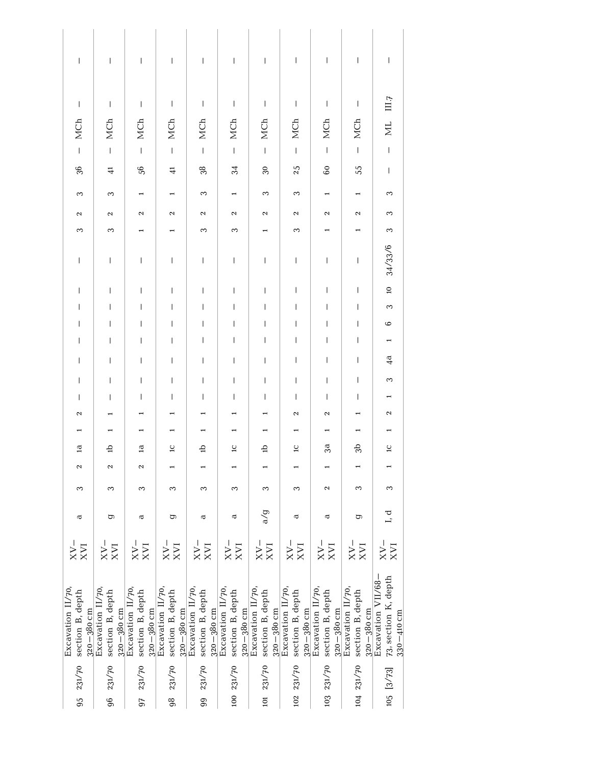| | | | | | | | | | | | | | | | | | | | | | | | | | |
|---|---|---|---|---|---|---|---|---|---|---|---|---|---|---|---|---|---|---|---|---|---|---|---|---|---|
| 95 | 231/70 | Excavation II/70, section B, depth 320–380 cm | XV–XVI | a | 3 | 2 | 1a | 1 | 2 | – | – | – | – | – | – | – | – | 3 | 2 | 3 | 36 | – | MCh | – | – |
| 96 | 231/70 | Excavation II/70, section B, depth 320–380 cm | XV–XVI | g | 3 | 2 | 1b | 1 | 1 | – | – | – | – | – | – | – | – | 3 | 2 | 3 | 41 | – | MCh | – | – |
| 97 | 231/70 | Excavation II/70, section B, depth 320–380 cm | XV–XVI | a | 3 | 2 | 1a | 1 | 1 | – | – | – | – | – | – | – | – | 1 | 2 | 1 | 56 | – | MCh | – | – |
| 98 | 231/70 | Excavation II/70, section B, depth 320–380 cm | XV–XVI | g | 3 | 1 | 1c | 1 | 1 | – | – | – | – | – | – | – | – | 1 | 2 | 1 | 41 | – | MCh | – | – |
| 99 | 231/70 | Excavation II/70, section B, depth 320–380 cm | XV–XVI | a | 3 | 1 | 1b | 1 | 1 | – | – | – | – | – | – | – | – | 3 | 2 | 3 | 38 | – | MCh | – | – |
| 100 | 231/70 | Excavation II/70, section B, depth 320–380 cm | XV–XVI | a | 3 | 1 | 1c | 1 | 1 | – | – | – | – | – | – | – | – | 3 | 2 | 1 | 34 | – | MCh | – | – |
| 101 | 231/70 | Excavation II/70, section B, depth 320–380 cm | XV–XVI | a/g | 3 | 1 | 1b | 1 | 1 | – | – | – | – | – | – | – | – | 1 | 2 | 3 | 30 | – | MCh | – | – |
| 102 | 231/70 | Excavation II/70, section B, depth 320–380 cm | XV–XVI | a | 3 | 1 | 1c | 1 | 2 | – | – | – | – | – | – | – | – | 3 | 2 | 3 | 25 | – | MCh | – | – |
| 103 | 231/70 | Excavation II/70, section B, depth 320–380 cm | XV–XVI | a | 2 | 1 | 3a | 1 | 2 | – | – | – | – | – | – | – | – | 1 | 2 | 1 | 60 | – | MCh | – | – |
| 104 | 231/70 | Excavation II/70, section B, depth 320–380 cm | XV–XVI | g | 3 | 1 | 3b | 1 | 1 | – | – | – | – | – | – | – | – | 1 | 2 | 1 | 55 | – | MCh | – | – |
| 105 | [3/73] | Excavation VII/68–73, section K, depth 330–410 cm | XV–XVI | I, d | 3 | 1 | 1c | 1 | 2 | 1 | 3 | 4a | 1 | 6 | 3 | 10 | 34/33/6 | 3 | 3 | 3 | – | – | ML | III.7 | – |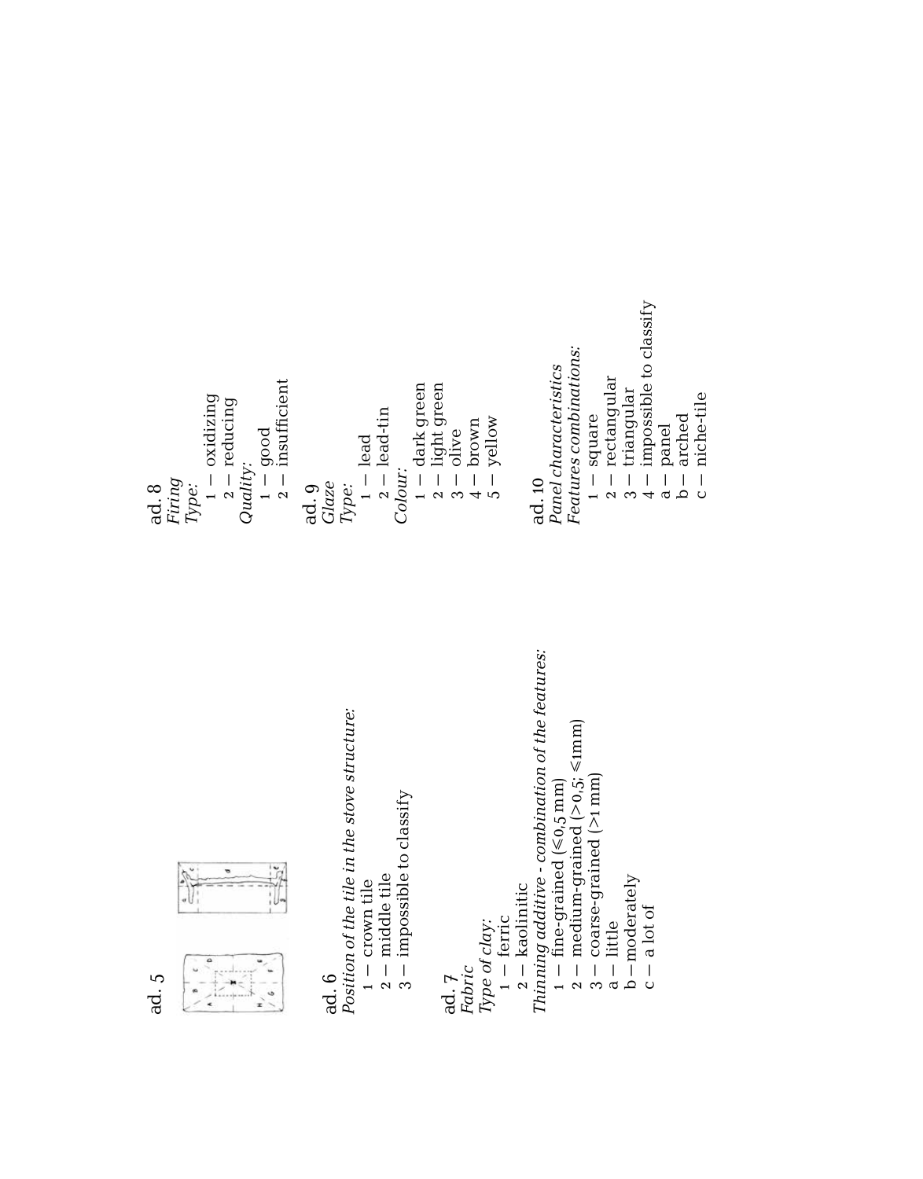ad. 5

ad. 6

*Position of the tile in the stove structure:*

1 – crown tile
2 – middle tile
3 – impossible to classify

ad. 7

*Fabric*

*Type of clay:*

1 – ferric
2 – kaolinitic

*Thinning additive - combination of the features:*

1 – fine-grained (≤0,5 mm)
2 – medium-grained (>0,5; ≤1mm)
3 – coarse-grained (>1 mm)
a – little
b – moderately
c – a lot of

ad. 8

*Firing*

*Type:*

1 – oxidizing
2 – reducing

*Quality:*

1 – good
2 – insufficient

ad. 9

*Glaze*

*Type:*

1 – lead
2 – lead-tin

*Colour:*

1 – dark green
2 – light green
3 – olive
4 – brown
5 – yellow

ad. 10

*Panel characteristics*

*Features combinations:*

1 – square
2 – rectangular
3 – triangular
4 – impossible to classify
a – panel
b – arched
c – niche-tile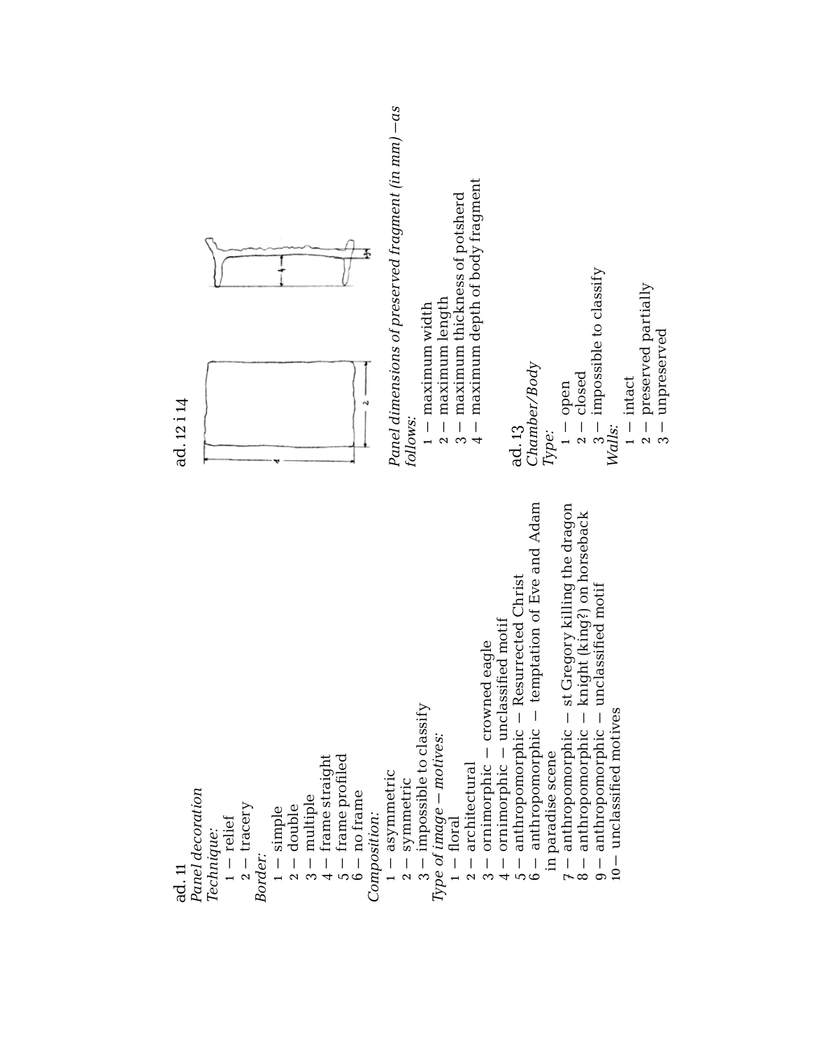ad. 11
*Panel decoration*
*Technique:*
 1 – relief
 2 – tracery
*Border:*
 1 – simple
 2 – double
 3 – multiple
 4 – frame straight
 5 – frame profiled
 6 – no frame
*Composition:*
 1 – asymmetric
 2 – symmetric
 3 – impossible to classify
*Type of image – motives:*
 1 – floral
 2 – architectural
 3 – ornimorphic – crowned eagle
 4 – ornimorphic – unclassified motif
 5 – anthropomorphic – Resurrected Christ
 6 – anthropomorphic – temptation of Eve and Adam in paradise scene
 7 – anthropomorphic – st Gregory killing the dragon
 8 – anthropomorphic – knight (king?) on horseback
 9 – anthropomorphic – unclassified motif
 10 – unclassified motives

ad. 12 i 14

*Panel dimensions of preserved fragment (in mm) – as follows:*
 1 – maximum width
 2 – maximum length
 3 – maximum thickness of potsherd
 4 – maximum depth of body fragment

ad. 13
*Chamber/Body*
*Type:*
 1 – open
 2 – closed
 3 – impossible to classify
*Walls:*
 1 – intact
 2 – preserved partially
 3 – unpreserved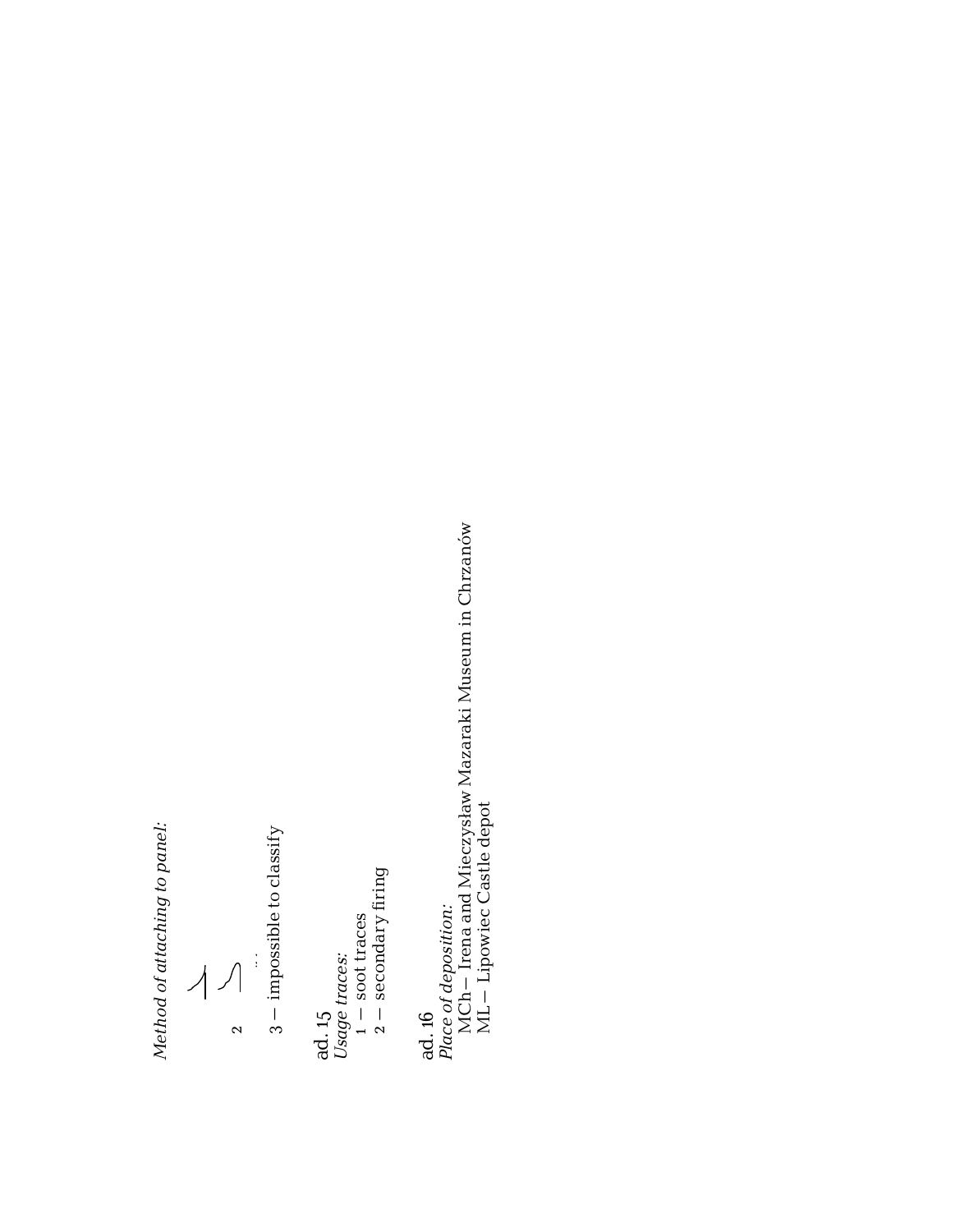*Method of attaching to panel:*

2

...

3 – impossible to classify

ad. 15
*Usage traces:*
1 – soot traces
2 – secondary firing

ad. 16
*Place of deposition:*
MCh – Irena and Mieczysław Mazaraki Museum in Chrzanów
ML – Lipowiec Castle depot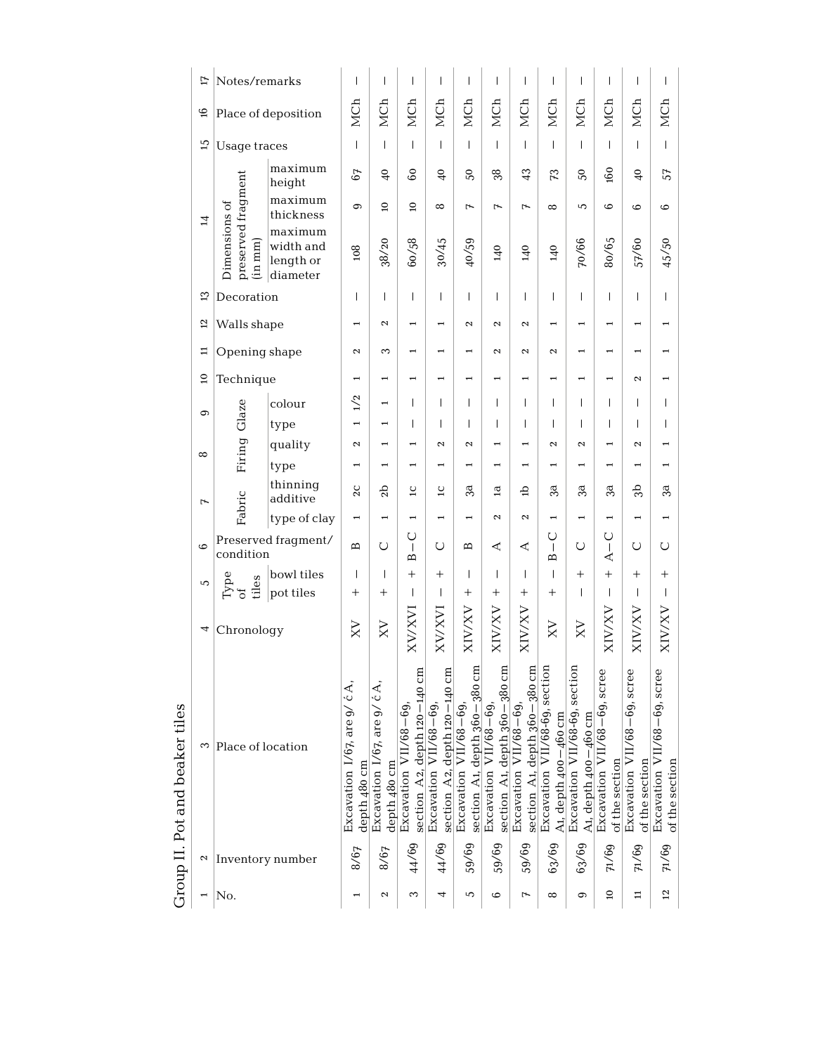## Group II. Pot and beaker tiles

| 1 | 2 | 3 | 4 | 5 | | 6 | 7 | | 8 | | 9 | | 10 | 11 | 12 | 13 | 14 | | | 15 | 16 | 17 |
|---|---|---|---|---|---|---|---|---|---|---|---|---|---|---|---|---|---|---|---|---|---|---|
| No. | Inventory number | Place of location | Chronology | Type of tiles | | Preserved fragment/ condition | Fabric | | Firing | | Glaze | | Technique | Opening shape | Walls shape | Decoration | Dimensions of preserved fragment (in mm) | | | Usage traces | Place of deposition | Notes/remarks |
| | | | | pot tiles | bowl tiles | | type of clay | thinning additive | type | quality | type | colour | | | | | maximum width and length or diameter | maximum thickness | maximum height | | | |
| 1 | 8/67 | Excavation I/67, are 9/ ć A, depth 480 cm | XV | + | – | B | 1 | 2c | 1 | 2 | 1 | 1/2 | 1 | 2 | 1 | – | 108 | 9 | 67 | – | MCh | – |
| 2 | 8/67 | Excavation I/67, are 9/ ć A, depth 480 cm | XV | + | – | C | 1 | 2b | 1 | 1 | 1 | 1 | 1 | 3 | 2 | – | 38/20 | 10 | 40 | – | MCh | – |
| 3 | 44/69 | Excavation VII/68–69, section A2, depth 120–140 cm | XV/XVI | – | + | B–C | 1 | 1c | 1 | 1 | – | – | 1 | 1 | 1 | – | 60/58 | 10 | 60 | – | MCh | – |
| 4 | 44/69 | Excavation VII/68–69, section A2, depth 120–140 cm | XV/XVI | – | + | C | 1 | 1c | 1 | 2 | – | – | 1 | 1 | 1 | – | 30/45 | 8 | 40 | – | MCh | – |
| 5 | 59/69 | Excavation VII/68–69, section A1, depth 360–380 cm | XIV/XV | + | – | B | 1 | 3a | 1 | 2 | – | – | 1 | 1 | 2 | – | 40/59 | 7 | 50 | – | MCh | – |
| 6 | 59/69 | Excavation VII/68–69, section A1, depth 360–380 cm | XIV/XV | + | – | A | 2 | 1a | 1 | 1 | – | – | 1 | 2 | 2 | – | 140 | 7 | 38 | – | MCh | – |
| 7 | 59/69 | Excavation VII/68–69, section A1, depth 360–380 cm | XIV/XV | + | – | A | 2 | 1b | 1 | 1 | – | – | 1 | 2 | 2 | – | 140 | 7 | 43 | – | MCh | – |
| 8 | 63/69 | Excavation VII/68-69, section A1, depth 400–460 cm | XV | + | – | B–C | 1 | 3a | 1 | 2 | – | – | 1 | 2 | 1 | – | 140 | 8 | 73 | – | MCh | – |
| 9 | 63/69 | Excavation VII/68-69, section A1, depth 400–460 cm | XV | – | + | C | 1 | 3a | 1 | 2 | – | – | 1 | 1 | 1 | – | 70/66 | 5 | 50 | – | MCh | – |
| 10 | 71/69 | Excavation VII/68–69, scree of the section | XIV/XV | – | + | A–C | 1 | 3a | 1 | 1 | – | – | 1 | 1 | 1 | – | 80/65 | 6 | 160 | – | MCh | – |
| 11 | 71/69 | Excavation VII/68–69, scree of the section | XIV/XV | – | + | C | 1 | 3b | 1 | 2 | – | – | 2 | 1 | 1 | – | 57/60 | 6 | 40 | – | MCh | – |
| 12 | 71/69 | Excavation VII/68–69, scree of the section | XIV/XV | – | + | C | 1 | 3a | 1 | 1 | – | – | 1 | 1 | 1 | – | 45/50 | 6 | 57 | – | MCh | – |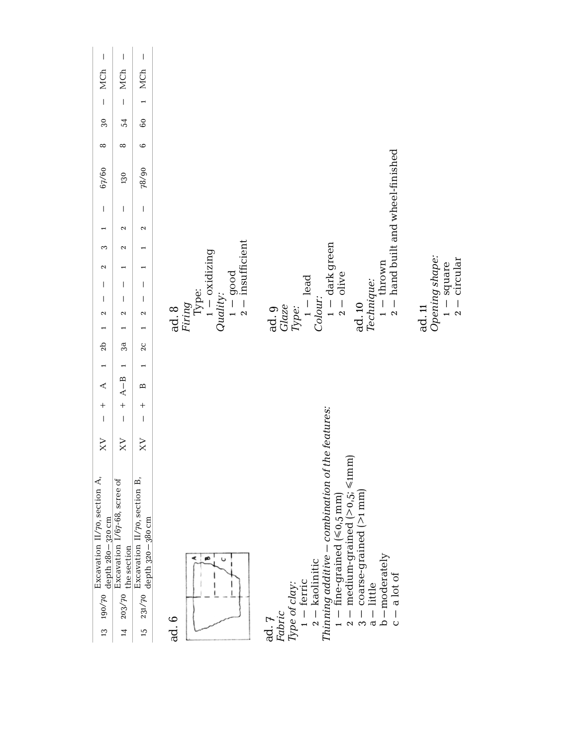| 13 | 190/70 | Excavation II/70, section A, depth 280 – 320 cm | XV | – | + | A | 1 | 2b | 1 | 2 | – | – | 2 | 3 | 1 | – | 67/60 | 8 | 30 | – | MCh | – |
|---|---|---|---|---|---|---|---|---|---|---|---|---|---|---|---|---|---|---|---|---|---|---|
| 14 | 203/70 | Excavation I/67-68, scree of the section | XV | – | + | A–B | 1 | 3a | 1 | 2 | – | – | 1 | 2 | 2 | – | 130 | 8 | 54 | – | MCh | – |
| 15 | 231/70 | Excavation II/70, section B, depth 320 – 380 cm | XV | – | + | B | 1 | 2c | 1 | 2 | – | – | 1 | 1 | 2 | – | 78/90 | 6 | 60 | 1 | MCh | – |

ad. 6

ad. 7
*Fabric*
*Type of clay:*
1 – ferric
2 – kaolinitic
*Thinning additive – combination of the features:*
1 – fine-grained (≤0,5 mm)
2 – medium-grained (>0,5; ≤1mm)
3 – coarse-grained (>1 mm)
a – little
b – moderately
c – a lot of

ad. 8
*Firing*
Type:
1 – oxidizing
*Quality:*
1 – good
2 – insufficient

ad. 9
*Glaze*
*Type:*
1 – lead
*Colour:*
1 – dark green
2 – olive

ad. 10
*Technique:*
1 – thrown
2 – hand built and wheel-finished

ad. 11
*Opening shape:*
1 – square
2 – circular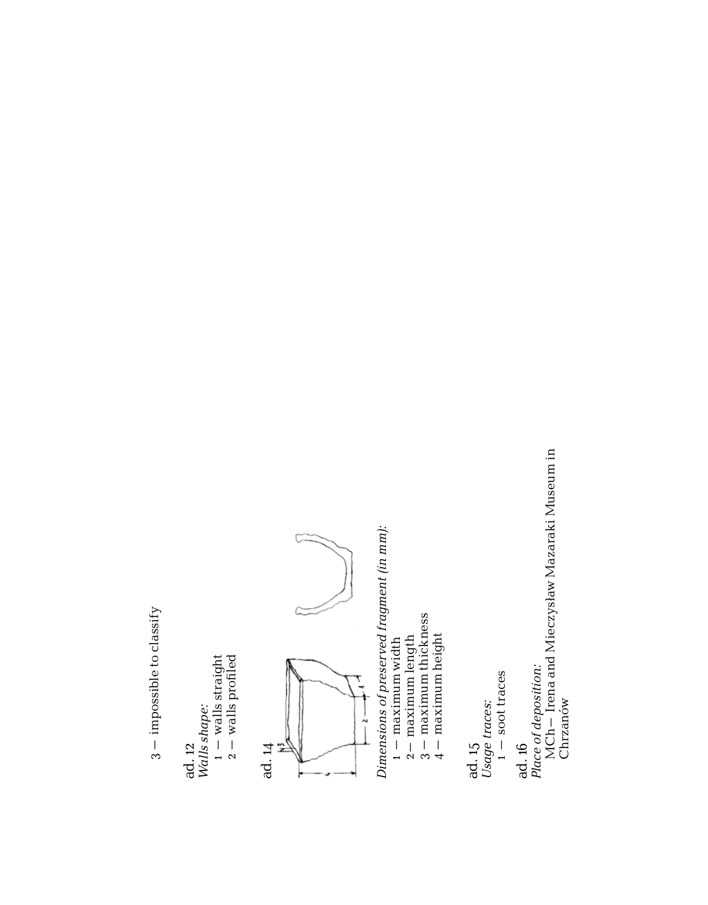3 — impossible to classify

ad. 12
*Walls shape:*
1 — walls straight
2 — walls profiled

ad. 14

*Dimensions of preserved fragment (in mm):*
1 — maximum width
2 — maximum length
3 — maximum thickness
4 — maximum height

ad. 15
*Usage traces:*
1 — soot traces

ad. 16
*Place of deposition:*
MCh – Irena and Mieczysław Mazaraki Museum in Chrzanów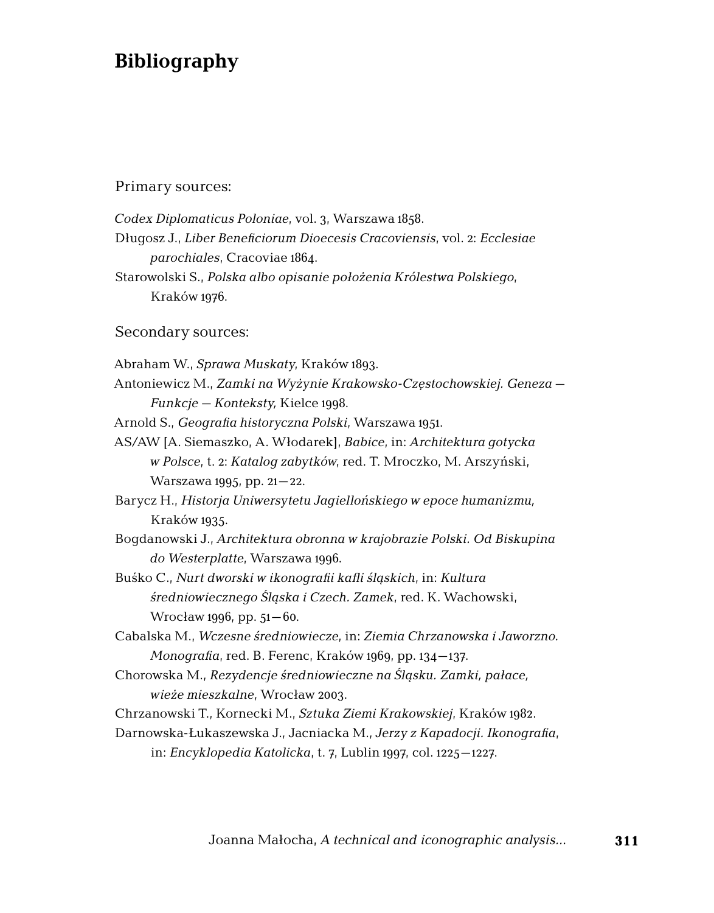# Bibliography

## Primary sources:

*Codex Diplomaticus Poloniae*, vol. 3, Warszawa 1858.

Długosz J., *Liber Beneficiorum Dioecesis Cracoviensis*, vol. 2: *Ecclesiae parochiales*, Cracoviae 1864.

Starowolski S., *Polska albo opisanie położenia Królestwa Polskiego*, Kraków 1976.

## Secondary sources:

Abraham W., *Sprawa Muskaty*, Kraków 1893.

Antoniewicz M., *Zamki na Wyżynie Krakowsko-Częstochowskiej. Geneza — Funkcje — Konteksty,* Kielce 1998.

Arnold S., *Geografia historyczna Polski*, Warszawa 1951.

AS/AW [A. Siemaszko, A. Włodarek], *Babice*, in: *Architektura gotycka w Polsce*, t. 2: *Katalog zabytków*, red. T. Mroczko, M. Arszyński, Warszawa 1995, pp. 21—22.

Barycz H., *Historja Uniwersytetu Jagiellońskiego w epoce humanizmu,* Kraków 1935.

Bogdanowski J., *Architektura obronna w krajobrazie Polski. Od Biskupina do Westerplatte*, Warszawa 1996.

Buśko C., *Nurt dworski w ikonografii kafli śląskich*, in: *Kultura średniowiecznego Śląska i Czech. Zamek*, red. K. Wachowski, Wrocław 1996, pp. 51—60.

Cabalska M., *Wczesne średniowiecze*, in: *Ziemia Chrzanowska i Jaworzno. Monografia*, red. B. Ferenc, Kraków 1969, pp. 134—137.

Chorowska M., *Rezydencje średniowieczne na Śląsku. Zamki, pałace, wieże mieszkalne*, Wrocław 2003.

Chrzanowski T., Kornecki M., *Sztuka Ziemi Krakowskiej*, Kraków 1982.

Darnowska-Łukaszewska J., Jacniacka M., *Jerzy z Kapadocji. Ikonografia*, in: *Encyklopedia Katolicka*, t. 7, Lublin 1997, col. 1225—1227.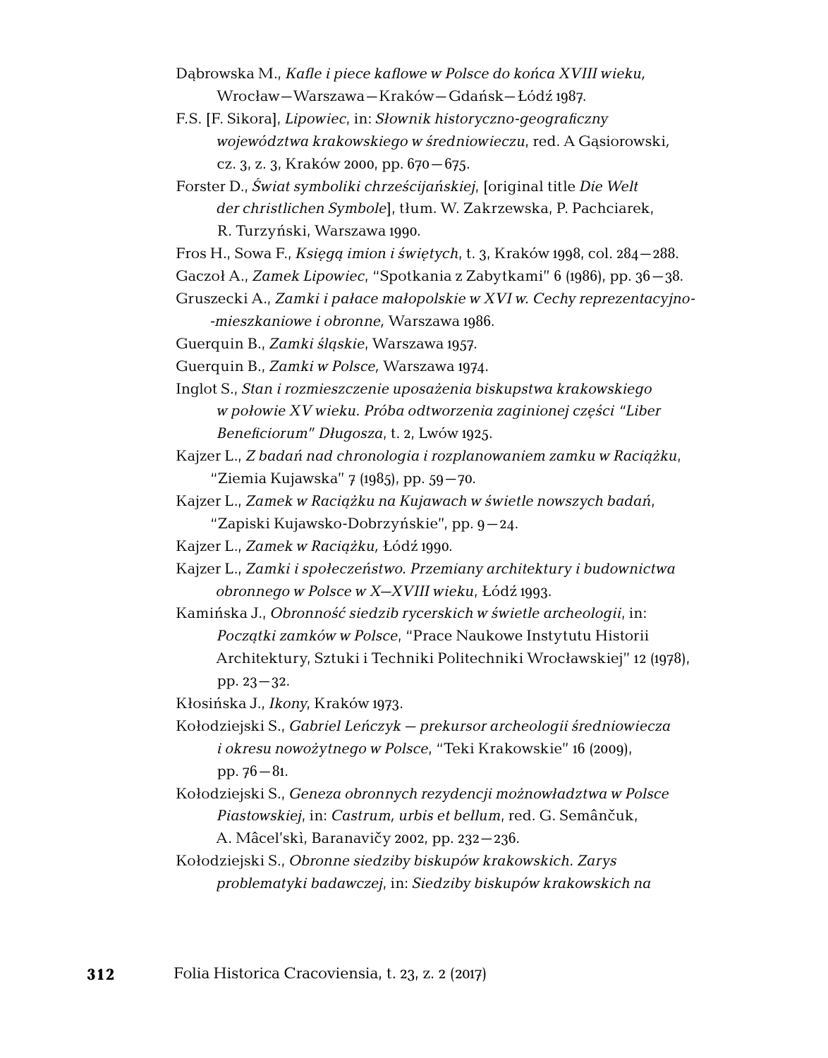Dąbrowska M., *Kafle i piece kaflowe w Polsce do końca XVIII wieku*, Wrocław—Warszawa—Kraków—Gdańsk—Łódź 1987.

F.S. [F. Sikora], *Lipowiec*, in: *Słownik historyczno-geograficzny województwa krakowskiego w średniowieczu*, red. A Gąsiorowski, cz. 3, z. 3, Kraków 2000, pp. 670—675.

Forster D., *Świat symboliki chrześcijańskiej*, [original title *Die Welt der christlichen Symbole*], tłum. W. Zakrzewska, P. Pachciarek, R. Turzyński, Warszawa 1990.

Fros H., Sowa F., *Księgą imion i świętych*, t. 3, Kraków 1998, col. 284—288.

Gaczoł A., *Zamek Lipowiec*, "Spotkania z Zabytkami" 6 (1986), pp. 36—38.

Gruszecki A., *Zamki i pałace małopolskie w XVI w. Cechy reprezentacyjno--mieszkaniowe i obronne*, Warszawa 1986.

Guerquin B., *Zamki śląskie*, Warszawa 1957.

Guerquin B., *Zamki w Polsce*, Warszawa 1974.

Inglot S., *Stan i rozmieszczenie uposażenia biskupstwa krakowskiego w połowie XV wieku. Próba odtworzenia zaginionej części "Liber Beneficiorum" Długosza*, t. 2, Lwów 1925.

Kajzer L., *Z badań nad chronologia i rozplanowaniem zamku w Raciążku*, "Ziemia Kujawska" 7 (1985), pp. 59—70.

Kajzer L., *Zamek w Raciążku na Kujawach w świetle nowszych badań*, "Zapiski Kujawsko-Dobrzyńskie", pp. 9—24.

Kajzer L., *Zamek w Raciążku*, Łódź 1990.

Kajzer L., *Zamki i społeczeństwo. Przemiany architektury i budownictwa obronnego w Polsce w X—XVIII wieku*, Łódź 1993.

Kamińska J., *Obronność siedzib rycerskich w świetle archeologii*, in: *Początki zamków w Polsce*, "Prace Naukowe Instytutu Historii Architektury, Sztuki i Techniki Politechniki Wrocławskiej" 12 (1978), pp. 23—32.

Kłosińska J., *Ikony*, Kraków 1973.

Kołodziejski S., *Gabriel Leńczyk — prekursor archeologii średniowiecza i okresu nowożytnego w Polsce*, "Teki Krakowskie" 16 (2009), pp. 76—81.

Kołodziejski S., *Geneza obronnych rezydencji możnowładztwa w Polsce Piastowskiej*, in: *Castrum, urbis et bellum*, red. G. Semânčuk, A. Mâcel'skì, Baranavičy 2002, pp. 232—236.

Kołodziejski S., *Obronne siedziby biskupów krakowskich. Zarys problematyki badawczej*, in: *Siedziby biskupów krakowskich na*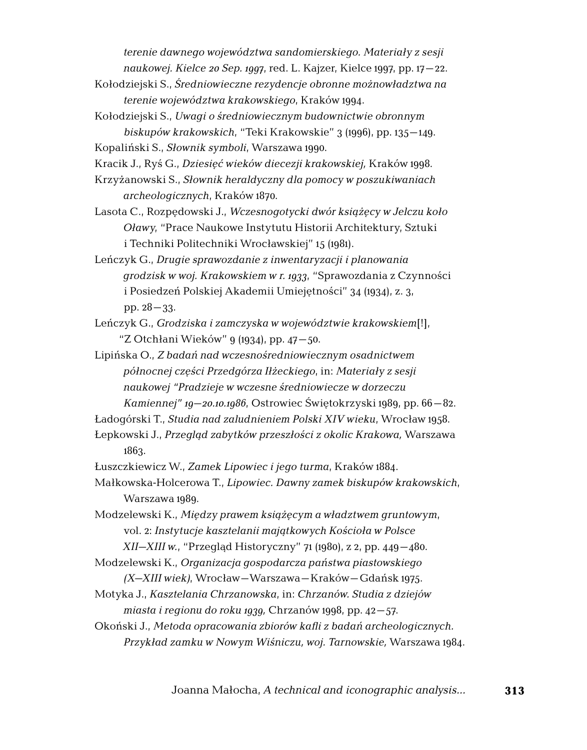*terenie dawnego województwa sandomierskiego. Materiały z sesji naukowej. Kielce 20 Sep. 1997*, red. L. Kajzer, Kielce 1997, pp. 17–22.

Kołodziejski S., *Średniowieczne rezydencje obronne możnowładztwa na terenie województwa krakowskiego*, Kraków 1994.

Kołodziejski S., *Uwagi o średniowiecznym budownictwie obronnym biskupów krakowskich*, "Teki Krakowskie" 3 (1996), pp. 135–149.

Kopaliński S., *Słownik symboli*, Warszawa 1990.

Kracik J., Ryś G., *Dziesięć wieków diecezji krakowskiej,* Kraków 1998.

Krzyżanowski S., *Słownik heraldyczny dla pomocy w poszukiwaniach archeologicznych*, Kraków 1870.

Lasota C., Rozpędowski J., *Wczesnogotycki dwór książęcy w Jelczu koło Oławy*, "Prace Naukowe Instytutu Historii Architektury, Sztuki i Techniki Politechniki Wrocławskiej" 15 (1981).

Leńczyk G., *Drugie sprawozdanie z inwentaryzacji i planowania grodzisk w woj. Krakowskiem w r. 1933*, "Sprawozdania z Czynności i Posiedzeń Polskiej Akademii Umiejętności" 34 (1934), z. 3, pp. 28–33.

Leńczyk G., *Grodziska i zamczyska w województwie krakowskiem*[!], "Z Otchłani Wieków" 9 (1934), pp. 47–50.

Lipińska O., *Z badań nad wczesnośredniowiecznym osadnictwem północnej części Przedgórza Iłżeckiego*, in: *Materiały z sesji naukowej "Pradzieje w wczesne średniowiecze w dorzeczu Kamiennej" 19–20.10.1986*, Ostrowiec Świętokrzyski 1989, pp. 66–82.

Ładogórski T., *Studia nad zaludnieniem Polski XIV wieku*, Wrocław 1958.

Łepkowski J., *Przegląd zabytków przeszłości z okolic Krakowa,* Warszawa 1863.

Łuszczkiewicz W., *Zamek Lipowiec i jego turma*, Kraków 1884.

Małkowska-Holcerowa T., *Lipowiec. Dawny zamek biskupów krakowskich*, Warszawa 1989.

Modzelewski K., *Między prawem książęcym a władztwem gruntowym*, vol. 2: *Instytucje kasztelanii majątkowych Kościoła w Polsce XII–XIII w.*, "Przegląd Historyczny" 71 (1980), z 2, pp. 449–480.

Modzelewski K., *Organizacja gospodarcza państwa piastowskiego (X–XIII wiek)*, Wrocław–Warszawa–Kraków–Gdańsk 1975.

Motyka J., *Kasztelania Chrzanowska*, in: *Chrzanów. Studia z dziejów miasta i regionu do roku 1939,* Chrzanów 1998, pp. 42–57.

Okoński J., *Metoda opracowania zbiorów kafli z badań archeologicznych. Przykład zamku w Nowym Wiśniczu, woj. Tarnowskie,* Warszawa 1984.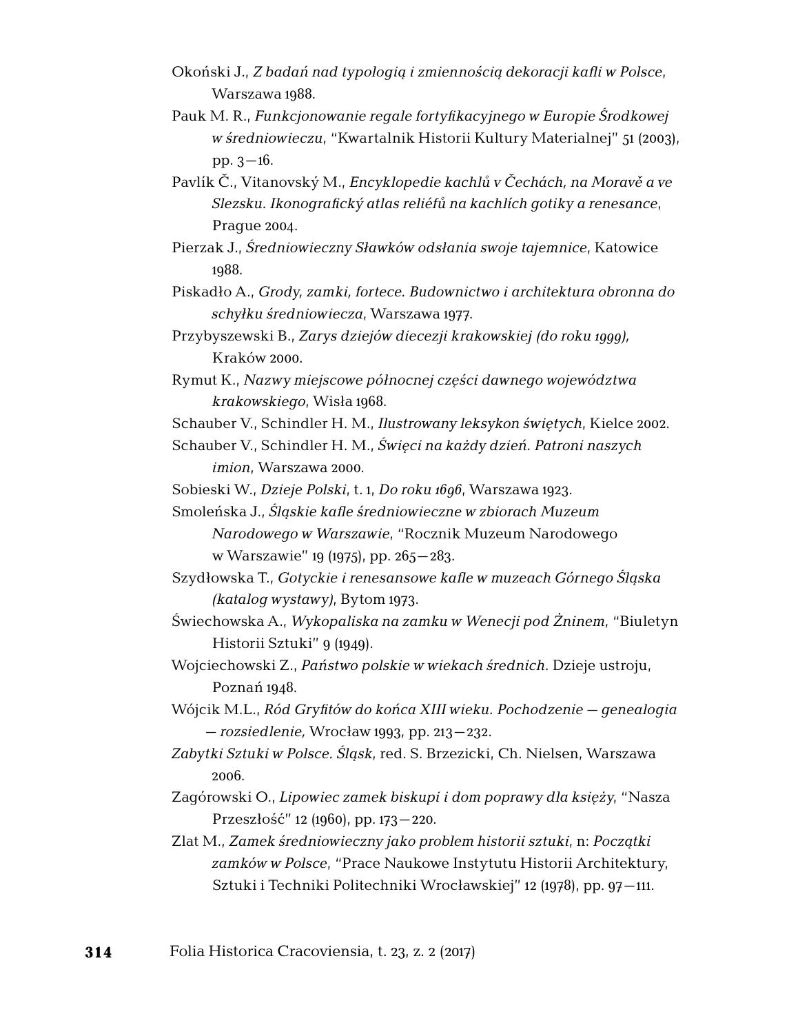Okoński J., *Z badań nad typologią i zmiennością dekoracji kafli w Polsce*, Warszawa 1988.

Pauk M. R., *Funkcjonowanie regale fortyfikacyjnego w Europie Środkowej w średniowieczu*, "Kwartalnik Historii Kultury Materialnej" 51 (2003), pp. 3–16.

Pavlík Č., Vitanovský M., *Encyklopedie kachlů v Čechách, na Moravě a ve Slezsku. Ikonografický atlas reliéfů na kachlích gotiky a renesance*, Prague 2004.

Pierzak J., *Średniowieczny Sławków odsłania swoje tajemnice*, Katowice 1988.

Piskadło A., *Grody, zamki, fortece. Budownictwo i architektura obronna do schyłku średniowiecza*, Warszawa 1977.

Przybyszewski B., *Zarys dziejów diecezji krakowskiej (do roku 1999),* Kraków 2000.

Rymut K., *Nazwy miejscowe północnej części dawnego województwa krakowskiego*, Wisła 1968.

Schauber V., Schindler H. M., *Ilustrowany leksykon świętych*, Kielce 2002.

Schauber V., Schindler H. M., *Święci na każdy dzień. Patroni naszych imion*, Warszawa 2000.

Sobieski W., *Dzieje Polski*, t. 1, *Do roku 1696*, Warszawa 1923.

Smoleńska J., *Śląskie kafle średniowieczne w zbiorach Muzeum Narodowego w Warszawie*, "Rocznik Muzeum Narodowego w Warszawie" 19 (1975), pp. 265–283.

Szydłowska T., *Gotyckie i renesansowe kafle w muzeach Górnego Śląska (katalog wystawy)*, Bytom 1973.

Świechowska A., *Wykopaliska na zamku w Wenecji pod Żninem*, "Biuletyn Historii Sztuki" 9 (1949).

Wojciechowski Z., *Państwo polskie w wiekach średnich*. Dzieje ustroju, Poznań 1948.

Wójcik M.L., *Ród Gryfitów do końca XIII wieku. Pochodzenie – genealogia – rozsiedlenie,* Wrocław 1993, pp. 213–232.

*Zabytki Sztuki w Polsce. Śląsk*, red. S. Brzezicki, Ch. Nielsen, Warszawa 2006.

Zagórowski O., *Lipowiec zamek biskupi i dom poprawy dla księży*, "Nasza Przeszłość" 12 (1960), pp. 173–220.

Zlat M., *Zamek średniowieczny jako problem historii sztuki*, n: *Początki zamków w Polsce*, "Prace Naukowe Instytutu Historii Architektury, Sztuki i Techniki Politechniki Wrocławskiej" 12 (1978), pp. 97–111.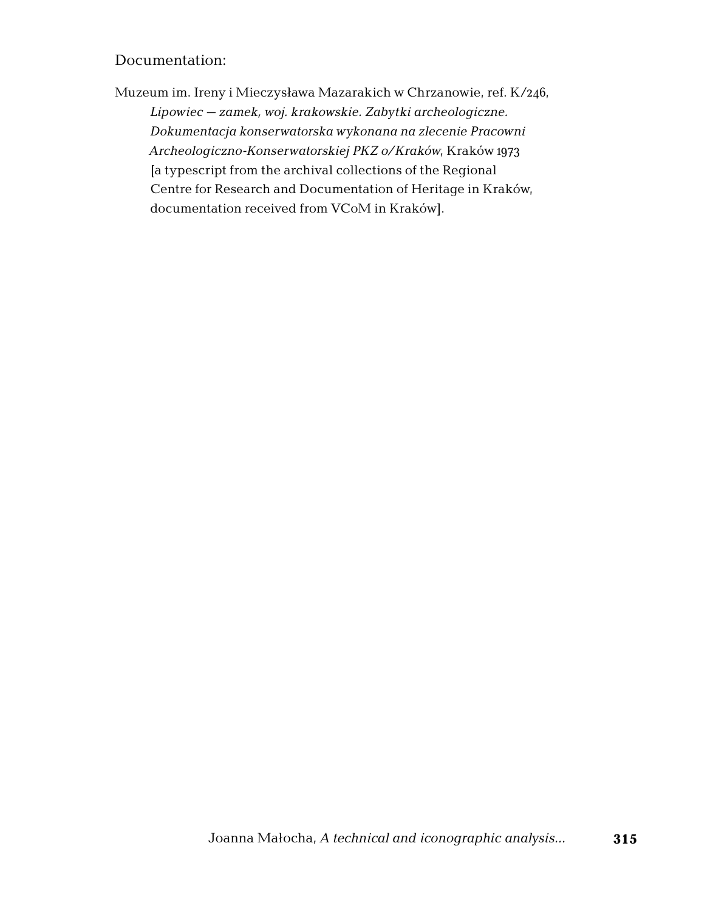## Documentation:

Muzeum im. Ireny i Mieczysława Mazarakich w Chrzanowie, ref. K/246, *Lipowiec – zamek, woj. krakowskie. Zabytki archeologiczne. Dokumentacja konserwatorska wykonana na zlecenie Pracowni Archeologiczno-Konserwatorskiej PKZ o/Kraków*, Kraków 1973 [a typescript from the archival collections of the Regional Centre for Research and Documentation of Heritage in Kraków, documentation received from VCoM in Kraków].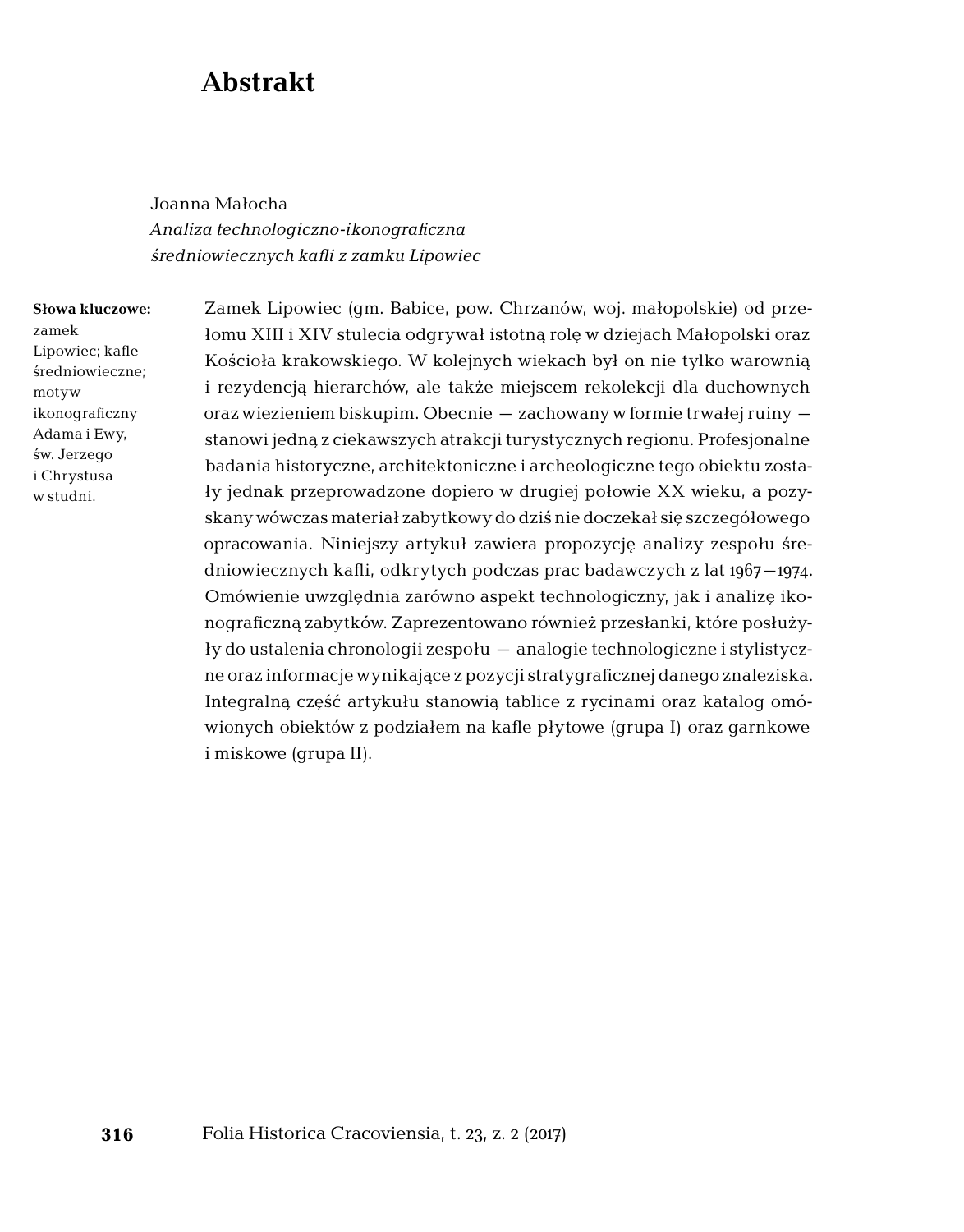# Abstrakt

Joanna Małocha
*Analiza technologiczno-ikonograficzna średniowiecznych kafli z zamku Lipowiec*

**Słowa kluczowe:** zamek Lipowiec; kafle średniowieczne; motyw ikonograficzny Adama i Ewy, św. Jerzego i Chrystusa w studni.

Zamek Lipowiec (gm. Babice, pow. Chrzanów, woj. małopolskie) od przełomu XIII i XIV stulecia odgrywał istotną rolę w dziejach Małopolski oraz Kościoła krakowskiego. W kolejnych wiekach był on nie tylko warownią i rezydencją hierarchów, ale także miejscem rekolekcji dla duchownych oraz wiezieniem biskupim. Obecnie — zachowany w formie trwałej ruiny — stanowi jedną z ciekawszych atrakcji turystycznych regionu. Profesjonalne badania historyczne, architektoniczne i archeologiczne tego obiektu zostały jednak przeprowadzone dopiero w drugiej połowie XX wieku, a pozyskany wówczas materiał zabytkowy do dziś nie doczekał się szczegółowego opracowania. Niniejszy artykuł zawiera propozycję analizy zespołu średniowiecznych kafli, odkrytych podczas prac badawczych z lat 1967—1974. Omówienie uwzględnia zarówno aspekt technologiczny, jak i analizę ikonograficzną zabytków. Zaprezentowano również przesłanki, które posłużyły do ustalenia chronologii zespołu — analogie technologiczne i stylistyczne oraz informacje wynikające z pozycji stratygraficznej danego znaleziska. Integralną część artykułu stanowią tablice z rycinami oraz katalog omówionych obiektów z podziałem na kafle płytowe (grupa I) oraz garnkowe i miskowe (grupa II).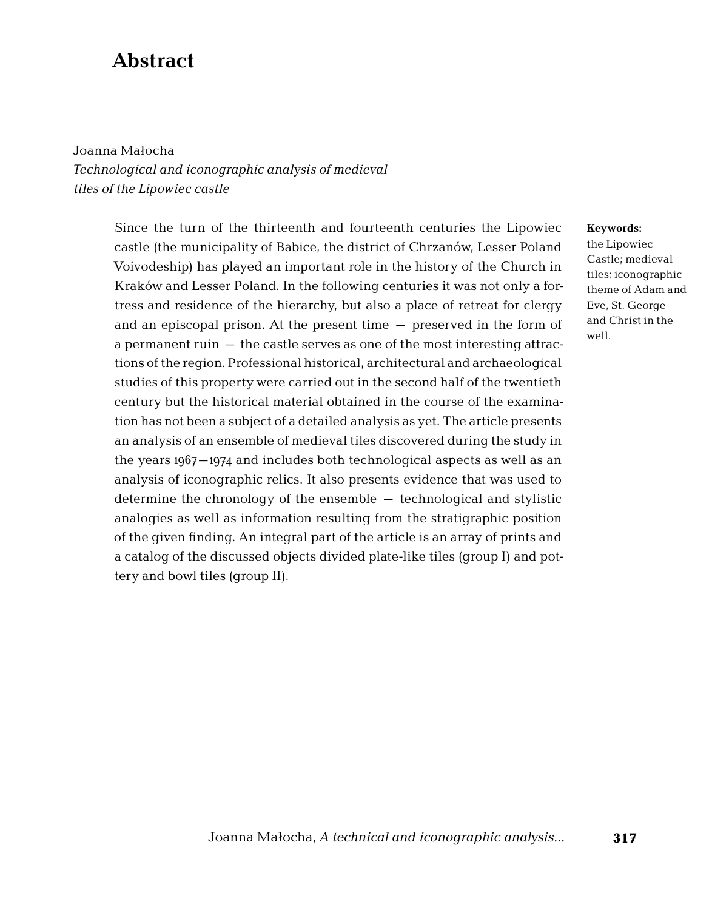# Abstract

Joanna Małocha
*Technological and iconographic analysis of medieval tiles of the Lipowiec castle*

Since the turn of the thirteenth and fourteenth centuries the Lipowiec castle (the municipality of Babice, the district of Chrzanów, Lesser Poland Voivodeship) has played an important role in the history of the Church in Kraków and Lesser Poland. In the following centuries it was not only a fortress and residence of the hierarchy, but also a place of retreat for clergy and an episcopal prison. At the present time — preserved in the form of a permanent ruin — the castle serves as one of the most interesting attractions of the region. Professional historical, architectural and archaeological studies of this property were carried out in the second half of the twentieth century but the historical material obtained in the course of the examination has not been a subject of a detailed analysis as yet. The article presents an analysis of an ensemble of medieval tiles discovered during the study in the years 1967—1974 and includes both technological aspects as well as an analysis of iconographic relics. It also presents evidence that was used to determine the chronology of the ensemble — technological and stylistic analogies as well as information resulting from the stratigraphic position of the given finding. An integral part of the article is an array of prints and a catalog of the discussed objects divided plate-like tiles (group I) and pottery and bowl tiles (group II).

**Keywords:**
the Lipowiec Castle; medieval tiles; iconographic theme of Adam and Eve, St. George and Christ in the well.